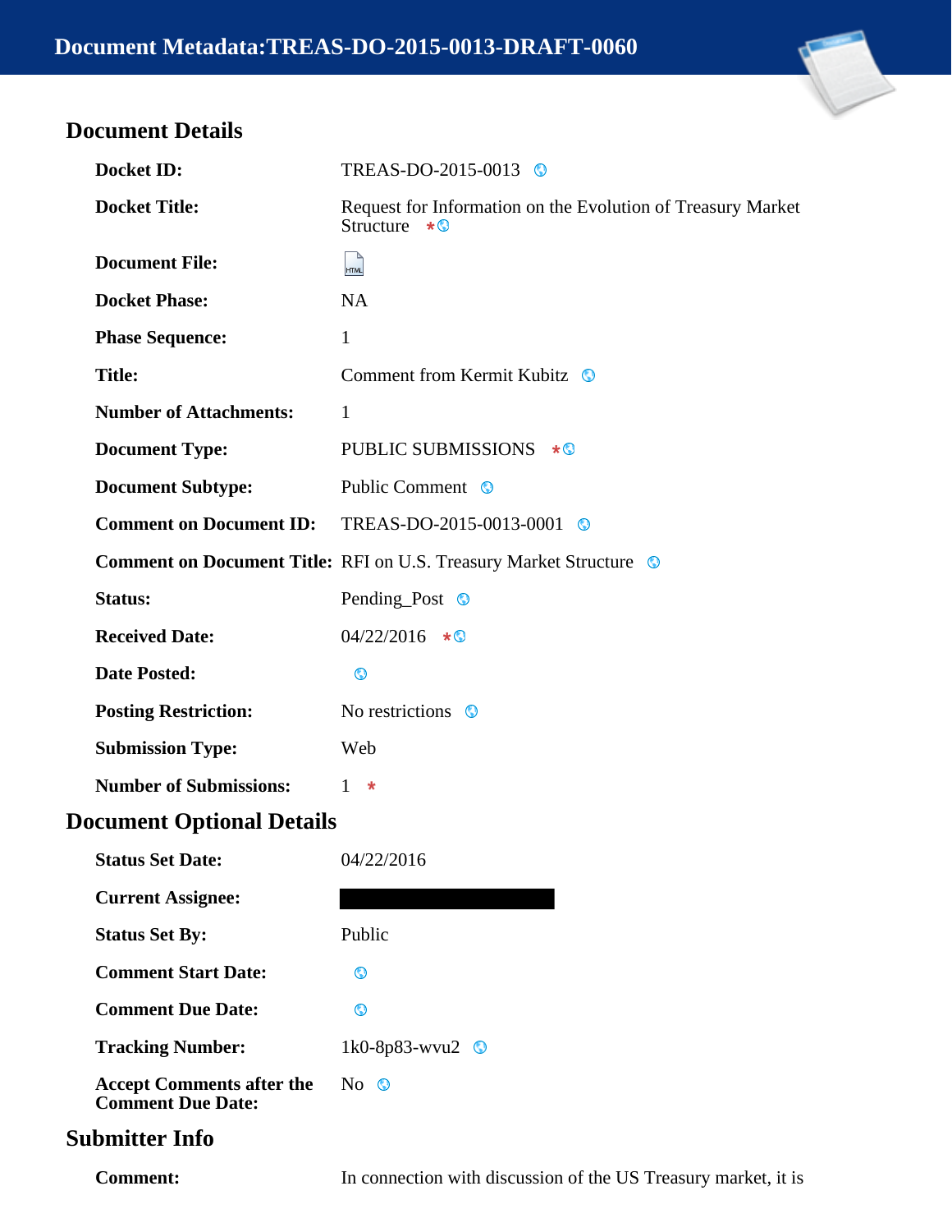# Document Metadata:TREAS-DO-2015-0013-DRAFT-0060

## Document Details

| | |
|---|---|
| **Docket ID:** | TREAS-DO-2015-0013 |
| **Docket Title:** | Request for Information on the Evolution of Treasury Market Structure * |
| **Document File:** | |
| **Docket Phase:** | NA |
| **Phase Sequence:** | 1 |
| **Title:** | Comment from Kermit Kubitz |
| **Number of Attachments:** | 1 |
| **Document Type:** | PUBLIC SUBMISSIONS * |
| **Document Subtype:** | Public Comment |
| **Comment on Document ID:** | TREAS-DO-2015-0013-0001 |
| **Comment on Document Title:** | RFI on U.S. Treasury Market Structure |
| **Status:** | Pending_Post |
| **Received Date:** | 04/22/2016 * |
| **Date Posted:** | |
| **Posting Restriction:** | No restrictions |
| **Submission Type:** | Web |
| **Number of Submissions:** | 1 * |

## Document Optional Details

| | |
|---|---|
| **Status Set Date:** | 04/22/2016 |
| **Current Assignee:** | |
| **Status Set By:** | Public |
| **Comment Start Date:** | |
| **Comment Due Date:** | |
| **Tracking Number:** | 1k0-8p83-wvu2 |
| **Accept Comments after the Comment Due Date:** | No |

## Submitter Info

**Comment:** In connection with discussion of the US Treasury market, it is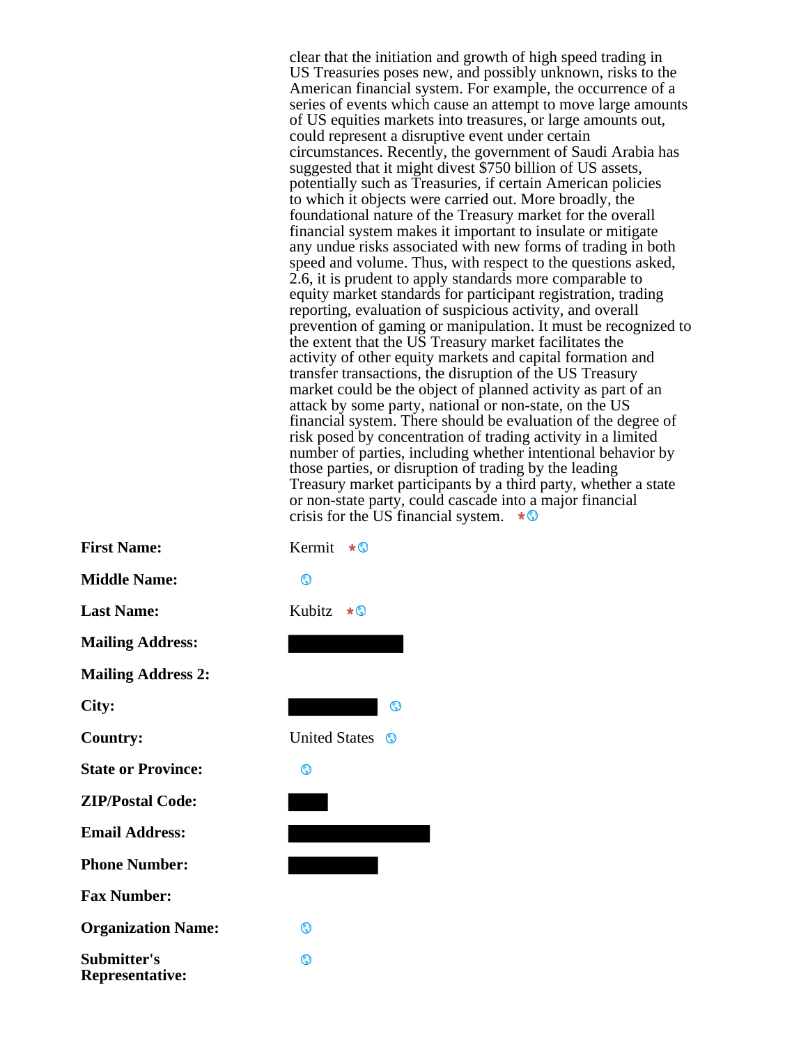clear that the initiation and growth of high speed trading in US Treasuries poses new, and possibly unknown, risks to the American financial system. For example, the occurrence of a series of events which cause an attempt to move large amounts of US equities markets into treasures, or large amounts out, could represent a disruptive event under certain circumstances. Recently, the government of Saudi Arabia has suggested that it might divest $750 billion of US assets, potentially such as Treasuries, if certain American policies to which it objects were carried out. More broadly, the foundational nature of the Treasury market for the overall financial system makes it important to insulate or mitigate any undue risks associated with new forms of trading in both speed and volume. Thus, with respect to the questions asked, 2.6, it is prudent to apply standards more comparable to equity market standards for participant registration, trading reporting, evaluation of suspicious activity, and overall prevention of gaming or manipulation. It must be recognized to the extent that the US Treasury market facilitates the activity of other equity markets and capital formation and transfer transactions, the disruption of the US Treasury market could be the object of planned activity as part of an attack by some party, national or non-state, on the US financial system. There should be evaluation of the degree of risk posed by concentration of trading activity in a limited number of parties, including whether intentional behavior by those parties, or disruption of trading by the leading Treasury market participants by a third party, whether a state or non-state party, could cascade into a major financial crisis for the US financial system. *

| | |
|---|---|
| **First Name:** | Kermit * |
| **Middle Name:** | |
| **Last Name:** | Kubitz * |
| **Mailing Address:** | |
| **Mailing Address 2:** | |
| **City:** | |
| **Country:** | United States |
| **State or Province:** | |
| **ZIP/Postal Code:** | |
| **Email Address:** | |
| **Phone Number:** | |
| **Fax Number:** | |
| **Organization Name:** | |
| **Submitter's Representative:** | |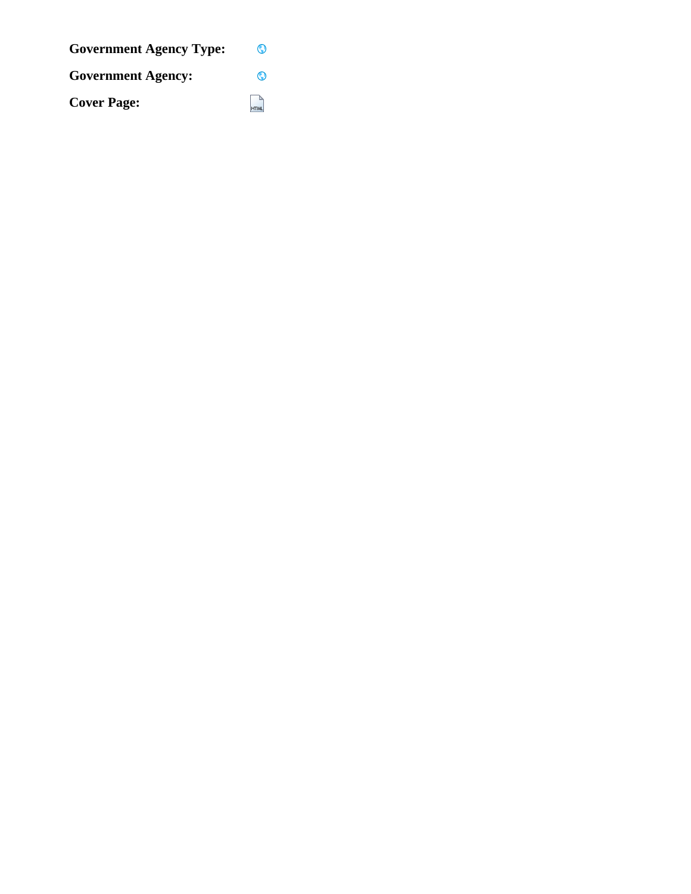**Government Agency Type:**

**Government Agency:**

**Cover Page:**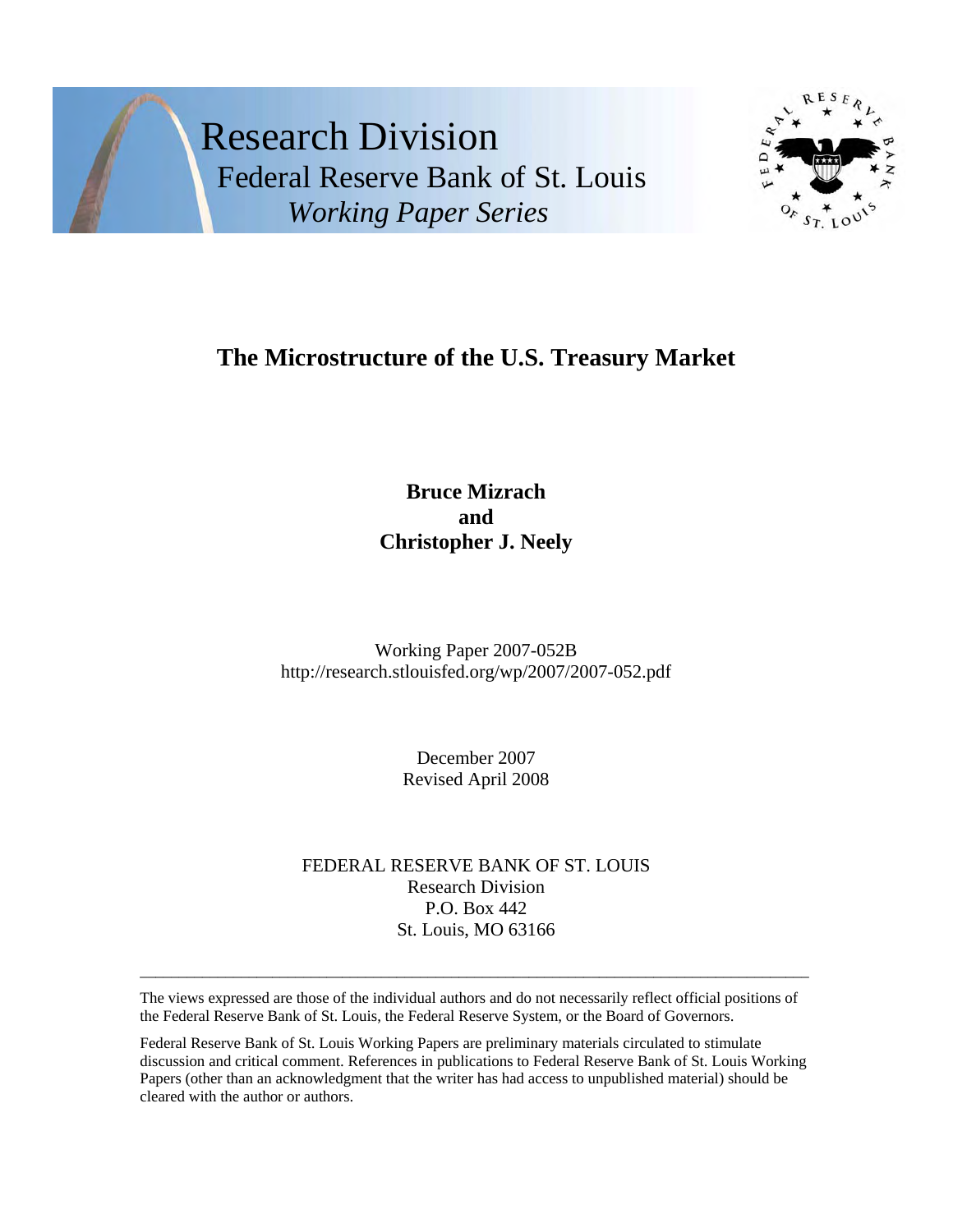Research Division
Federal Reserve Bank of St. Louis
*Working Paper Series*

# The Microstructure of the U.S. Treasury Market

**Bruce Mizrach**
**and**
**Christopher J. Neely**

Working Paper 2007-052B
http://research.stlouisfed.org/wp/2007/2007-052.pdf

December 2007
Revised April 2008

FEDERAL RESERVE BANK OF ST. LOUIS
Research Division
P.O. Box 442
St. Louis, MO 63166

---

The views expressed are those of the individual authors and do not necessarily reflect official positions of the Federal Reserve Bank of St. Louis, the Federal Reserve System, or the Board of Governors.

Federal Reserve Bank of St. Louis Working Papers are preliminary materials circulated to stimulate discussion and critical comment. References in publications to Federal Reserve Bank of St. Louis Working Papers (other than an acknowledgment that the writer has had access to unpublished material) should be cleared with the author or authors.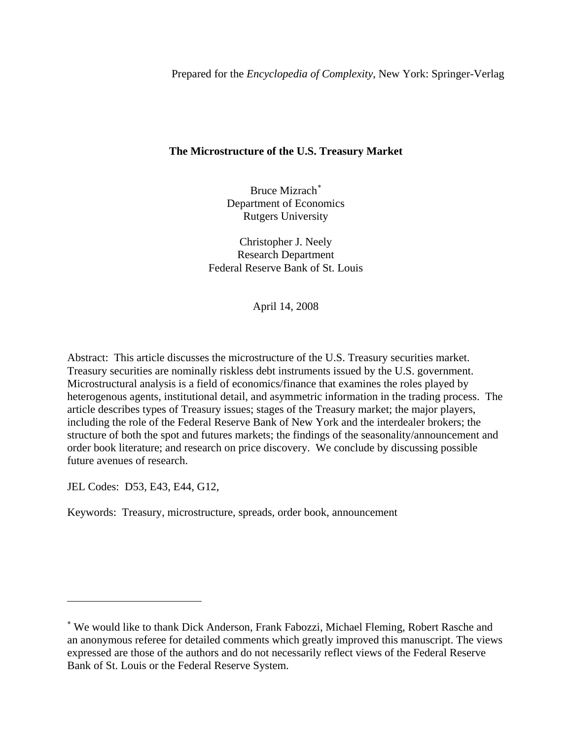Prepared for the *Encyclopedia of Complexity*, New York: Springer-Verlag

# The Microstructure of the U.S. Treasury Market

Bruce Mizrach[*]
Department of Economics
Rutgers University

Christopher J. Neely
Research Department
Federal Reserve Bank of St. Louis

April 14, 2008

Abstract: This article discusses the microstructure of the U.S. Treasury securities market. Treasury securities are nominally riskless debt instruments issued by the U.S. government. Microstructural analysis is a field of economics/finance that examines the roles played by heterogenous agents, institutional detail, and asymmetric information in the trading process. The article describes types of Treasury issues; stages of the Treasury market; the major players, including the role of the Federal Reserve Bank of New York and the interdealer brokers; the structure of both the spot and futures markets; the findings of the seasonality/announcement and order book literature; and research on price discovery. We conclude by discussing possible future avenues of research.

JEL Codes: D53, E43, E44, G12,

Keywords: Treasury, microstructure, spreads, order book, announcement

---

[*] We would like to thank Dick Anderson, Frank Fabozzi, Michael Fleming, Robert Rasche and an anonymous referee for detailed comments which greatly improved this manuscript. The views expressed are those of the authors and do not necessarily reflect views of the Federal Reserve Bank of St. Louis or the Federal Reserve System.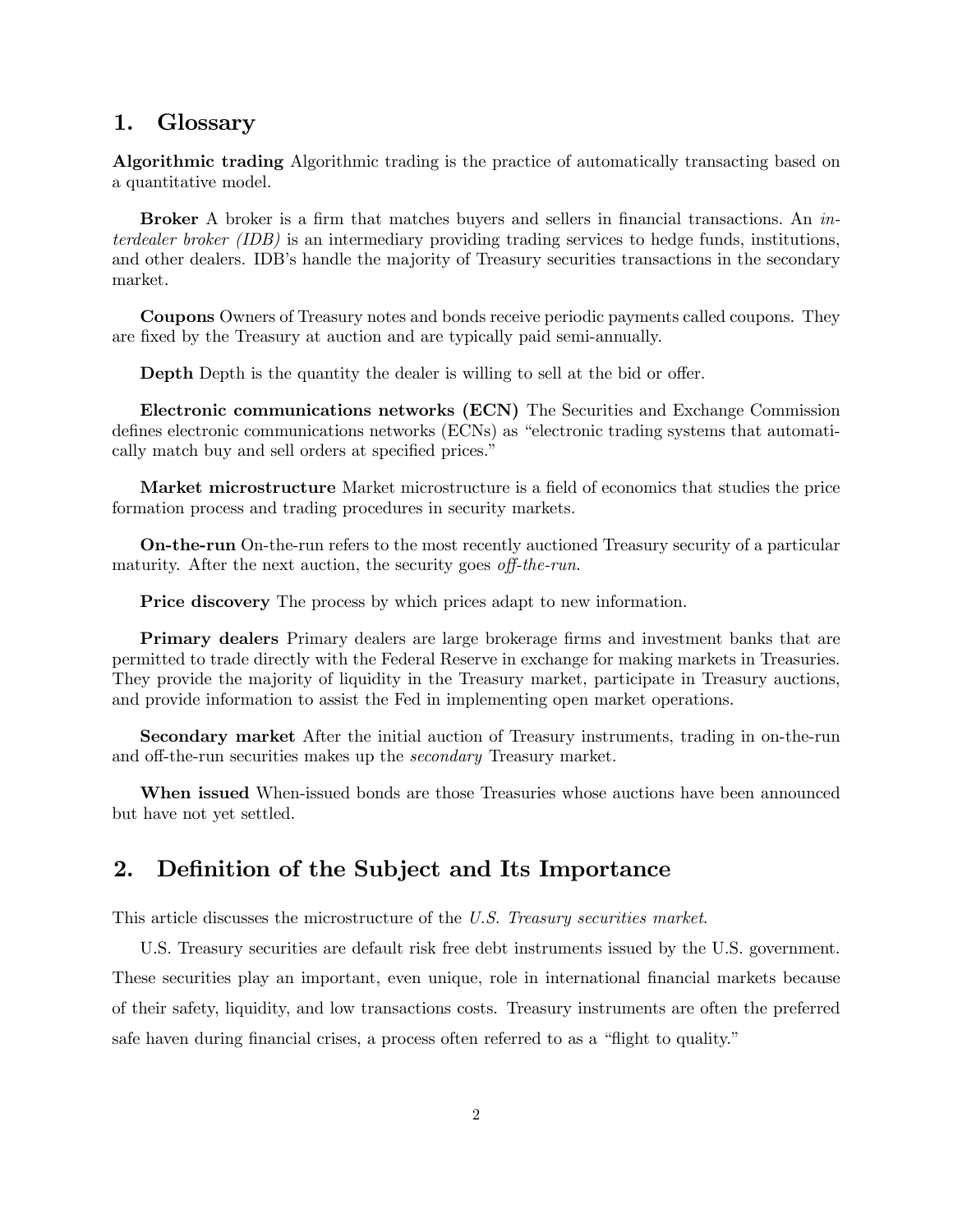## 1. Glossary

**Algorithmic trading** Algorithmic trading is the practice of automatically transacting based on a quantitative model.

**Broker** A broker is a firm that matches buyers and sellers in financial transactions. An *interdealer broker (IDB)* is an intermediary providing trading services to hedge funds, institutions, and other dealers. IDB's handle the majority of Treasury securities transactions in the secondary market.

**Coupons** Owners of Treasury notes and bonds receive periodic payments called coupons. They are fixed by the Treasury at auction and are typically paid semi-annually.

**Depth** Depth is the quantity the dealer is willing to sell at the bid or offer.

**Electronic communications networks (ECN)** The Securities and Exchange Commission defines electronic communications networks (ECNs) as "electronic trading systems that automatically match buy and sell orders at specified prices."

**Market microstructure** Market microstructure is a field of economics that studies the price formation process and trading procedures in security markets.

**On-the-run** On-the-run refers to the most recently auctioned Treasury security of a particular maturity. After the next auction, the security goes *off-the-run*.

**Price discovery** The process by which prices adapt to new information.

**Primary dealers** Primary dealers are large brokerage firms and investment banks that are permitted to trade directly with the Federal Reserve in exchange for making markets in Treasuries. They provide the majority of liquidity in the Treasury market, participate in Treasury auctions, and provide information to assist the Fed in implementing open market operations.

**Secondary market** After the initial auction of Treasury instruments, trading in on-the-run and off-the-run securities makes up the *secondary* Treasury market.

**When issued** When-issued bonds are those Treasuries whose auctions have been announced but have not yet settled.

## 2. Definition of the Subject and Its Importance

This article discusses the microstructure of the *U.S. Treasury securities market*.

U.S. Treasury securities are default risk free debt instruments issued by the U.S. government. These securities play an important, even unique, role in international financial markets because of their safety, liquidity, and low transactions costs. Treasury instruments are often the preferred safe haven during financial crises, a process often referred to as a "flight to quality."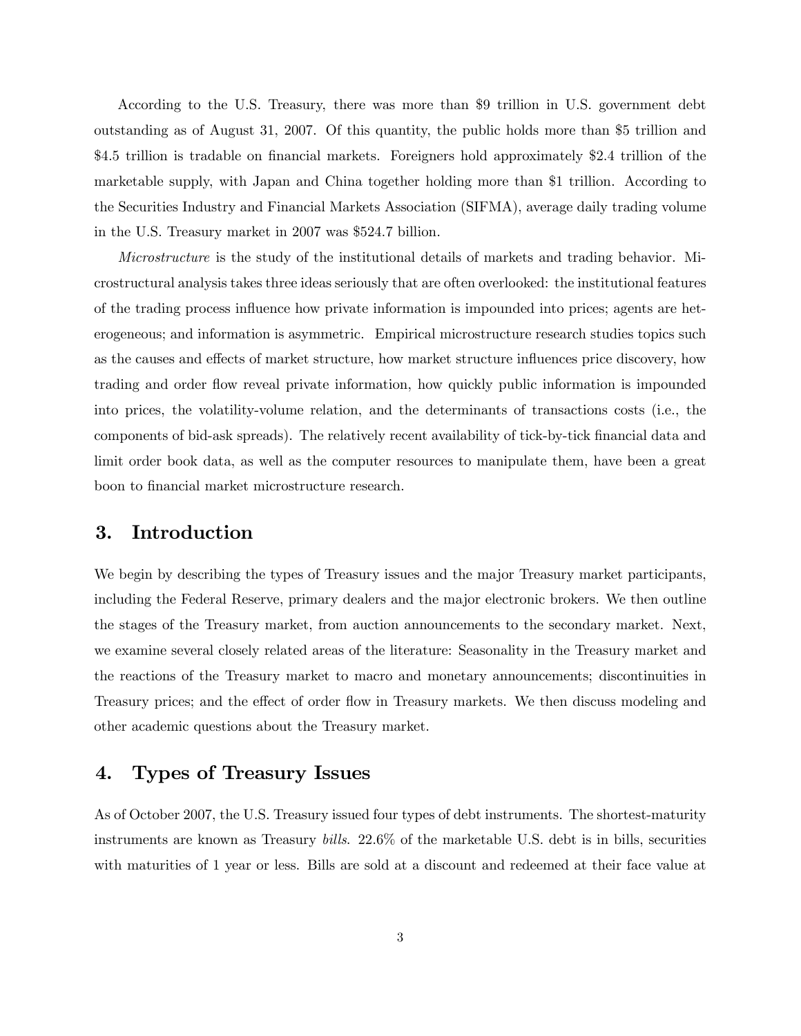According to the U.S. Treasury, there was more than \$9 trillion in U.S. government debt outstanding as of August 31, 2007. Of this quantity, the public holds more than \$5 trillion and \$4.5 trillion is tradable on financial markets. Foreigners hold approximately \$2.4 trillion of the marketable supply, with Japan and China together holding more than \$1 trillion. According to the Securities Industry and Financial Markets Association (SIFMA), average daily trading volume in the U.S. Treasury market in 2007 was \$524.7 billion.

*Microstructure* is the study of the institutional details of markets and trading behavior. Microstructural analysis takes three ideas seriously that are often overlooked: the institutional features of the trading process influence how private information is impounded into prices; agents are heterogeneous; and information is asymmetric. Empirical microstructure research studies topics such as the causes and effects of market structure, how market structure influences price discovery, how trading and order flow reveal private information, how quickly public information is impounded into prices, the volatility-volume relation, and the determinants of transactions costs (i.e., the components of bid-ask spreads). The relatively recent availability of tick-by-tick financial data and limit order book data, as well as the computer resources to manipulate them, have been a great boon to financial market microstructure research.

## 3. Introduction

We begin by describing the types of Treasury issues and the major Treasury market participants, including the Federal Reserve, primary dealers and the major electronic brokers. We then outline the stages of the Treasury market, from auction announcements to the secondary market. Next, we examine several closely related areas of the literature: Seasonality in the Treasury market and the reactions of the Treasury market to macro and monetary announcements; discontinuities in Treasury prices; and the effect of order flow in Treasury markets. We then discuss modeling and other academic questions about the Treasury market.

## 4. Types of Treasury Issues

As of October 2007, the U.S. Treasury issued four types of debt instruments. The shortest-maturity instruments are known as Treasury *bills*. 22.6% of the marketable U.S. debt is in bills, securities with maturities of 1 year or less. Bills are sold at a discount and redeemed at their face value at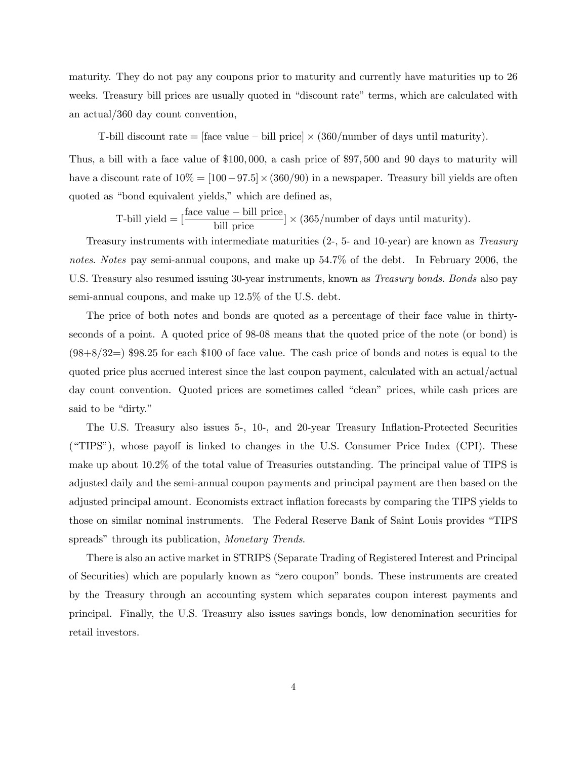maturity. They do not pay any coupons prior to maturity and currently have maturities up to 26 weeks. Treasury bill prices are usually quoted in "discount rate" terms, which are calculated with an actual/360 day count convention,

$$\text{T-bill discount rate} = [\text{face value} - \text{bill price}] \times (360/\text{number of days until maturity}).$$

Thus, a bill with a face value of \$100,000, a cash price of \$97,500 and 90 days to maturity will have a discount rate of $10\% = [100 - 97.5] \times (360/90)$ in a newspaper. Treasury bill yields are often quoted as "bond equivalent yields," which are defined as,

$$\text{T-bill yield} = [\frac{\text{face value} - \text{bill price}}{\text{bill price}}] \times (365/\text{number of days until maturity}).$$

Treasury instruments with intermediate maturities (2-, 5- and 10-year) are known as *Treasury notes*. *Notes* pay semi-annual coupons, and make up 54.7% of the debt. In February 2006, the U.S. Treasury also resumed issuing 30-year instruments, known as *Treasury bonds*. *Bonds* also pay semi-annual coupons, and make up 12.5% of the U.S. debt.

The price of both notes and bonds are quoted as a percentage of their face value in thirty-seconds of a point. A quoted price of 98-08 means that the quoted price of the note (or bond) is (98+8/32=) \$98.25 for each \$100 of face value. The cash price of bonds and notes is equal to the quoted price plus accrued interest since the last coupon payment, calculated with an actual/actual day count convention. Quoted prices are sometimes called "clean" prices, while cash prices are said to be "dirty."

The U.S. Treasury also issues 5-, 10-, and 20-year Treasury Inflation-Protected Securities ("TIPS"), whose payoff is linked to changes in the U.S. Consumer Price Index (CPI). These make up about 10.2% of the total value of Treasuries outstanding. The principal value of TIPS is adjusted daily and the semi-annual coupon payments and principal payment are then based on the adjusted principal amount. Economists extract inflation forecasts by comparing the TIPS yields to those on similar nominal instruments. The Federal Reserve Bank of Saint Louis provides "TIPS spreads" through its publication, *Monetary Trends*.

There is also an active market in STRIPS (Separate Trading of Registered Interest and Principal of Securities) which are popularly known as "zero coupon" bonds. These instruments are created by the Treasury through an accounting system which separates coupon interest payments and principal. Finally, the U.S. Treasury also issues savings bonds, low denomination securities for retail investors.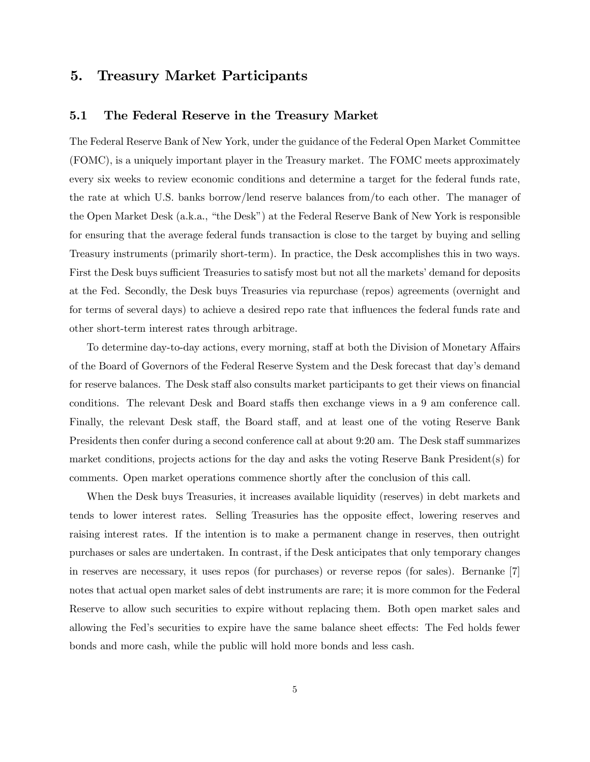## 5. Treasury Market Participants

### 5.1 The Federal Reserve in the Treasury Market

The Federal Reserve Bank of New York, under the guidance of the Federal Open Market Committee (FOMC), is a uniquely important player in the Treasury market. The FOMC meets approximately every six weeks to review economic conditions and determine a target for the federal funds rate, the rate at which U.S. banks borrow/lend reserve balances from/to each other. The manager of the Open Market Desk (a.k.a., "the Desk") at the Federal Reserve Bank of New York is responsible for ensuring that the average federal funds transaction is close to the target by buying and selling Treasury instruments (primarily short-term). In practice, the Desk accomplishes this in two ways. First the Desk buys sufficient Treasuries to satisfy most but not all the markets' demand for deposits at the Fed. Secondly, the Desk buys Treasuries via repurchase (repos) agreements (overnight and for terms of several days) to achieve a desired repo rate that influences the federal funds rate and other short-term interest rates through arbitrage.

To determine day-to-day actions, every morning, staff at both the Division of Monetary Affairs of the Board of Governors of the Federal Reserve System and the Desk forecast that day's demand for reserve balances. The Desk staff also consults market participants to get their views on financial conditions. The relevant Desk and Board staffs then exchange views in a 9 am conference call. Finally, the relevant Desk staff, the Board staff, and at least one of the voting Reserve Bank Presidents then confer during a second conference call at about 9:20 am. The Desk staff summarizes market conditions, projects actions for the day and asks the voting Reserve Bank President(s) for comments. Open market operations commence shortly after the conclusion of this call.

When the Desk buys Treasuries, it increases available liquidity (reserves) in debt markets and tends to lower interest rates. Selling Treasuries has the opposite effect, lowering reserves and raising interest rates. If the intention is to make a permanent change in reserves, then outright purchases or sales are undertaken. In contrast, if the Desk anticipates that only temporary changes in reserves are necessary, it uses repos (for purchases) or reverse repos (for sales). Bernanke [7] notes that actual open market sales of debt instruments are rare; it is more common for the Federal Reserve to allow such securities to expire without replacing them. Both open market sales and allowing the Fed's securities to expire have the same balance sheet effects: The Fed holds fewer bonds and more cash, while the public will hold more bonds and less cash.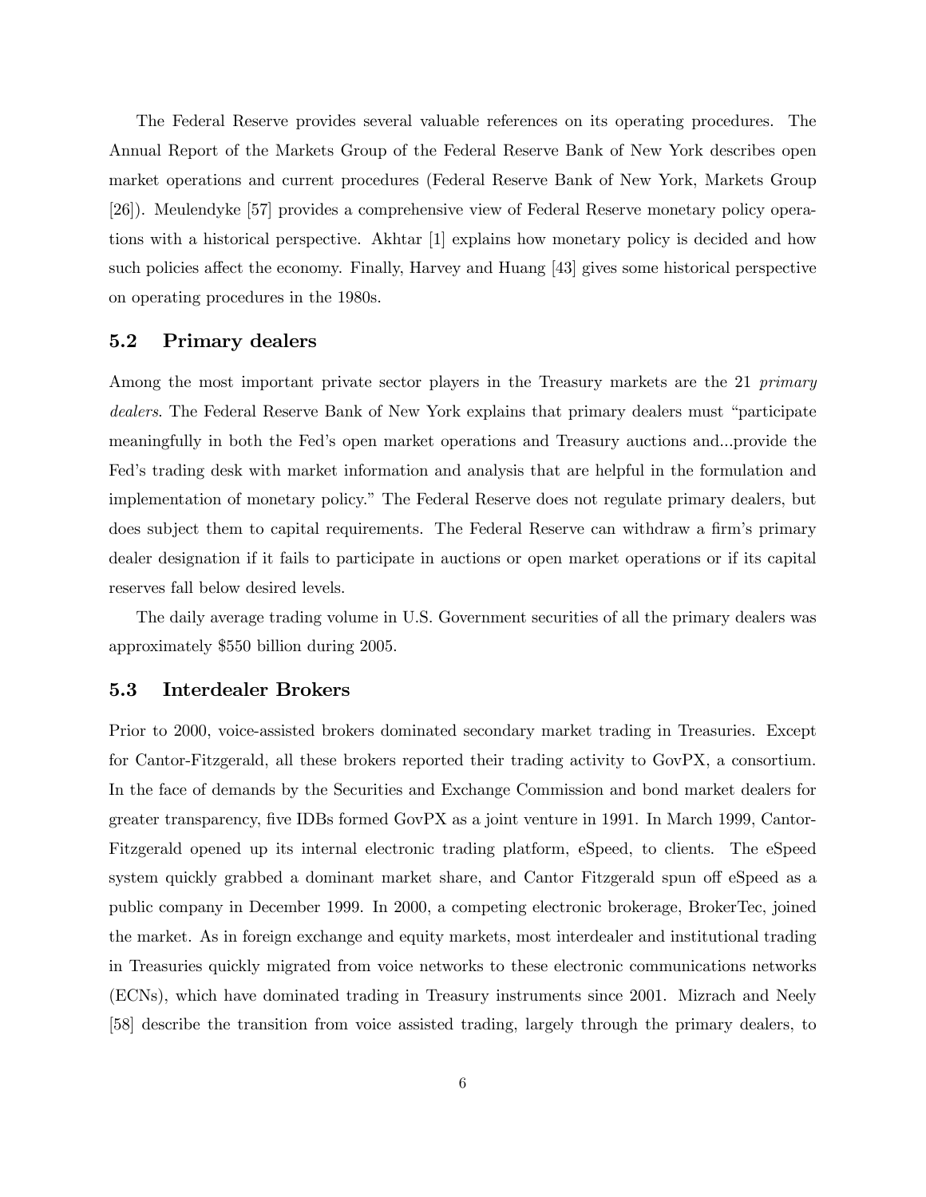The Federal Reserve provides several valuable references on its operating procedures. The Annual Report of the Markets Group of the Federal Reserve Bank of New York describes open market operations and current procedures (Federal Reserve Bank of New York, Markets Group [26]). Meulendyke [57] provides a comprehensive view of Federal Reserve monetary policy operations with a historical perspective. Akhtar [1] explains how monetary policy is decided and how such policies affect the economy. Finally, Harvey and Huang [43] gives some historical perspective on operating procedures in the 1980s.

### 5.2 Primary dealers

Among the most important private sector players in the Treasury markets are the 21 *primary dealers*. The Federal Reserve Bank of New York explains that primary dealers must "participate meaningfully in both the Fed's open market operations and Treasury auctions and...provide the Fed's trading desk with market information and analysis that are helpful in the formulation and implementation of monetary policy." The Federal Reserve does not regulate primary dealers, but does subject them to capital requirements. The Federal Reserve can withdraw a firm's primary dealer designation if it fails to participate in auctions or open market operations or if its capital reserves fall below desired levels.

The daily average trading volume in U.S. Government securities of all the primary dealers was approximately $550 billion during 2005.

### 5.3 Interdealer Brokers

Prior to 2000, voice-assisted brokers dominated secondary market trading in Treasuries. Except for Cantor-Fitzgerald, all these brokers reported their trading activity to GovPX, a consortium. In the face of demands by the Securities and Exchange Commission and bond market dealers for greater transparency, five IDBs formed GovPX as a joint venture in 1991. In March 1999, Cantor-Fitzgerald opened up its internal electronic trading platform, eSpeed, to clients. The eSpeed system quickly grabbed a dominant market share, and Cantor Fitzgerald spun off eSpeed as a public company in December 1999. In 2000, a competing electronic brokerage, BrokerTec, joined the market. As in foreign exchange and equity markets, most interdealer and institutional trading in Treasuries quickly migrated from voice networks to these electronic communications networks (ECNs), which have dominated trading in Treasury instruments since 2001. Mizrach and Neely [58] describe the transition from voice assisted trading, largely through the primary dealers, to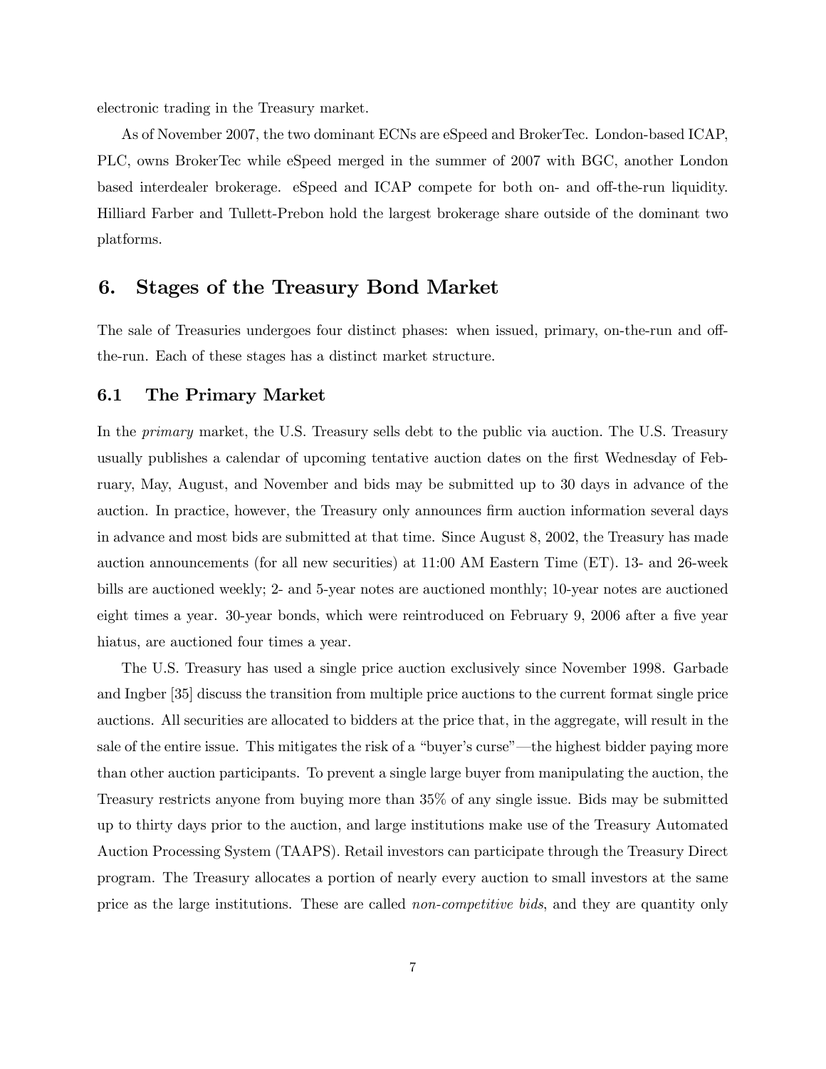electronic trading in the Treasury market.

As of November 2007, the two dominant ECNs are eSpeed and BrokerTec. London-based ICAP, PLC, owns BrokerTec while eSpeed merged in the summer of 2007 with BGC, another London based interdealer brokerage. eSpeed and ICAP compete for both on- and off-the-run liquidity. Hilliard Farber and Tullett-Prebon hold the largest brokerage share outside of the dominant two platforms.

## 6. Stages of the Treasury Bond Market

The sale of Treasuries undergoes four distinct phases: when issued, primary, on-the-run and off-the-run. Each of these stages has a distinct market structure.

### 6.1 The Primary Market

In the *primary* market, the U.S. Treasury sells debt to the public via auction. The U.S. Treasury usually publishes a calendar of upcoming tentative auction dates on the first Wednesday of February, May, August, and November and bids may be submitted up to 30 days in advance of the auction. In practice, however, the Treasury only announces firm auction information several days in advance and most bids are submitted at that time. Since August 8, 2002, the Treasury has made auction announcements (for all new securities) at 11:00 AM Eastern Time (ET). 13- and 26-week bills are auctioned weekly; 2- and 5-year notes are auctioned monthly; 10-year notes are auctioned eight times a year. 30-year bonds, which were reintroduced on February 9, 2006 after a five year hiatus, are auctioned four times a year.

The U.S. Treasury has used a single price auction exclusively since November 1998. Garbade and Ingber [35] discuss the transition from multiple price auctions to the current format single price auctions. All securities are allocated to bidders at the price that, in the aggregate, will result in the sale of the entire issue. This mitigates the risk of a "buyer's curse"—the highest bidder paying more than other auction participants. To prevent a single large buyer from manipulating the auction, the Treasury restricts anyone from buying more than 35% of any single issue. Bids may be submitted up to thirty days prior to the auction, and large institutions make use of the Treasury Automated Auction Processing System (TAAPS). Retail investors can participate through the Treasury Direct program. The Treasury allocates a portion of nearly every auction to small investors at the same price as the large institutions. These are called *non-competitive bids*, and they are quantity only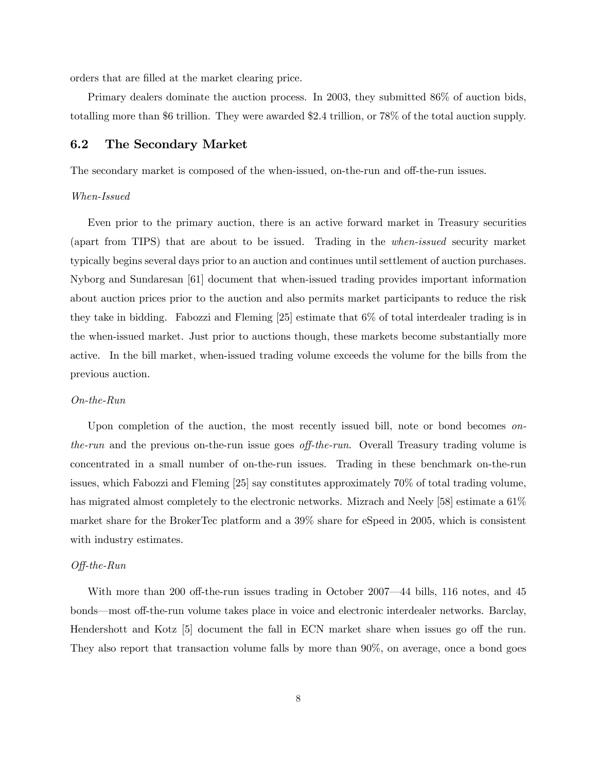orders that are filled at the market clearing price.

Primary dealers dominate the auction process. In 2003, they submitted 86% of auction bids, totalling more than $6 trillion. They were awarded $2.4 trillion, or 78% of the total auction supply.

### 6.2 The Secondary Market

The secondary market is composed of the when-issued, on-the-run and off-the-run issues.

*When-Issued*

Even prior to the primary auction, there is an active forward market in Treasury securities (apart from TIPS) that are about to be issued. Trading in the *when-issued* security market typically begins several days prior to an auction and continues until settlement of auction purchases. Nyborg and Sundaresan [61] document that when-issued trading provides important information about auction prices prior to the auction and also permits market participants to reduce the risk they take in bidding. Fabozzi and Fleming [25] estimate that 6% of total interdealer trading is in the when-issued market. Just prior to auctions though, these markets become substantially more active. In the bill market, when-issued trading volume exceeds the volume for the bills from the previous auction.

*On-the-Run*

Upon completion of the auction, the most recently issued bill, note or bond becomes *on-the-run* and the previous on-the-run issue goes *off-the-run*. Overall Treasury trading volume is concentrated in a small number of on-the-run issues. Trading in these benchmark on-the-run issues, which Fabozzi and Fleming [25] say constitutes approximately 70% of total trading volume, has migrated almost completely to the electronic networks. Mizrach and Neely [58] estimate a 61% market share for the BrokerTec platform and a 39% share for eSpeed in 2005, which is consistent with industry estimates.

*Off-the-Run*

With more than 200 off-the-run issues trading in October 2007—44 bills, 116 notes, and 45 bonds—most off-the-run volume takes place in voice and electronic interdealer networks. Barclay, Hendershott and Kotz [5] document the fall in ECN market share when issues go off the run. They also report that transaction volume falls by more than 90%, on average, once a bond goes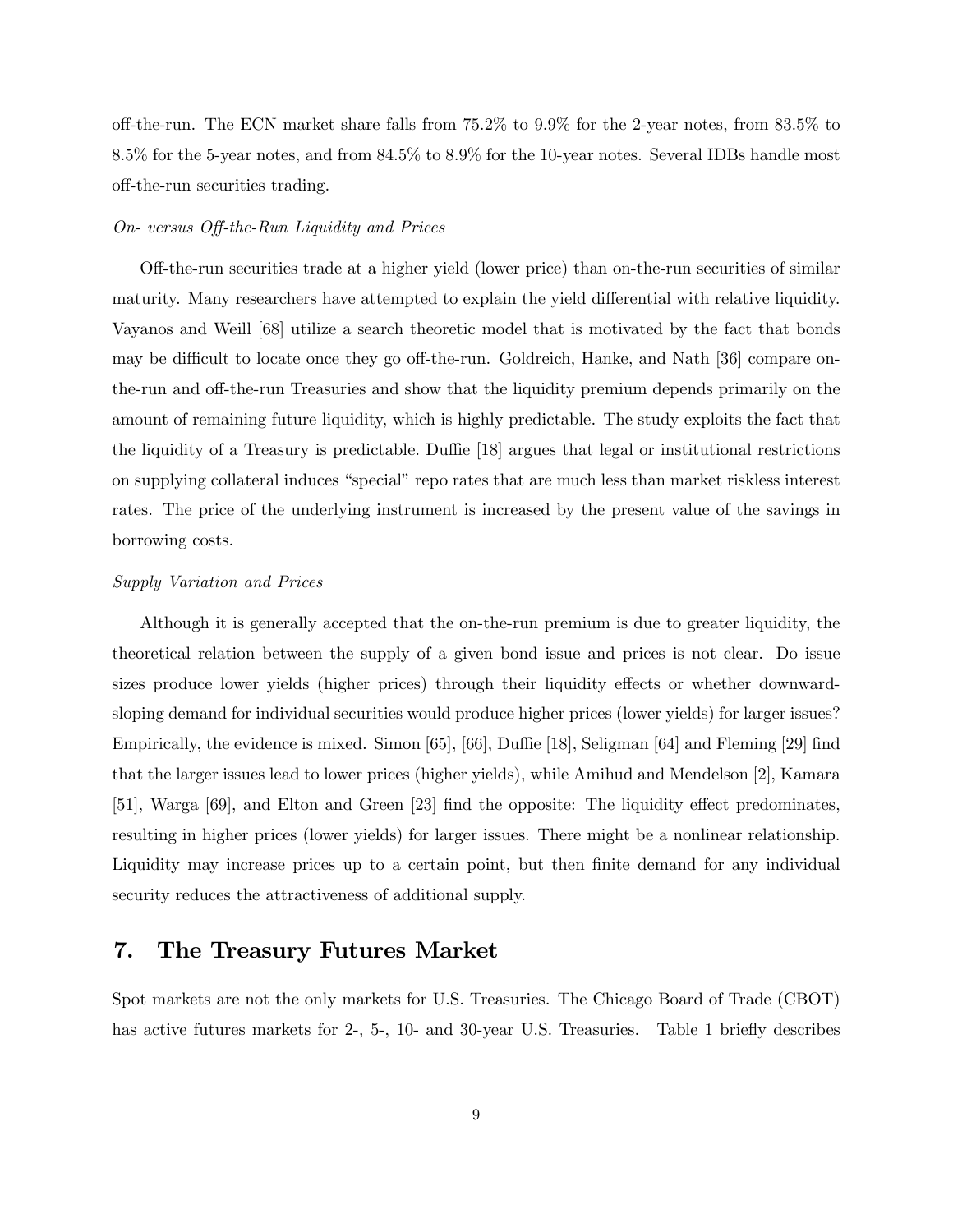off-the-run. The ECN market share falls from 75.2% to 9.9% for the 2-year notes, from 83.5% to 8.5% for the 5-year notes, and from 84.5% to 8.9% for the 10-year notes. Several IDBs handle most off-the-run securities trading.

*On- versus Off-the-Run Liquidity and Prices*

Off-the-run securities trade at a higher yield (lower price) than on-the-run securities of similar maturity. Many researchers have attempted to explain the yield differential with relative liquidity. Vayanos and Weill [68] utilize a search theoretic model that is motivated by the fact that bonds may be difficult to locate once they go off-the-run. Goldreich, Hanke, and Nath [36] compare on-the-run and off-the-run Treasuries and show that the liquidity premium depends primarily on the amount of remaining future liquidity, which is highly predictable. The study exploits the fact that the liquidity of a Treasury is predictable. Duffie [18] argues that legal or institutional restrictions on supplying collateral induces "special" repo rates that are much less than market riskless interest rates. The price of the underlying instrument is increased by the present value of the savings in borrowing costs.

*Supply Variation and Prices*

Although it is generally accepted that the on-the-run premium is due to greater liquidity, the theoretical relation between the supply of a given bond issue and prices is not clear. Do issue sizes produce lower yields (higher prices) through their liquidity effects or whether downward-sloping demand for individual securities would produce higher prices (lower yields) for larger issues? Empirically, the evidence is mixed. Simon [65], [66], Duffie [18], Seligman [64] and Fleming [29] find that the larger issues lead to lower prices (higher yields), while Amihud and Mendelson [2], Kamara [51], Warga [69], and Elton and Green [23] find the opposite: The liquidity effect predominates, resulting in higher prices (lower yields) for larger issues. There might be a nonlinear relationship. Liquidity may increase prices up to a certain point, but then finite demand for any individual security reduces the attractiveness of additional supply.

## 7. The Treasury Futures Market

Spot markets are not the only markets for U.S. Treasuries. The Chicago Board of Trade (CBOT) has active futures markets for 2-, 5-, 10- and 30-year U.S. Treasuries. Table 1 briefly describes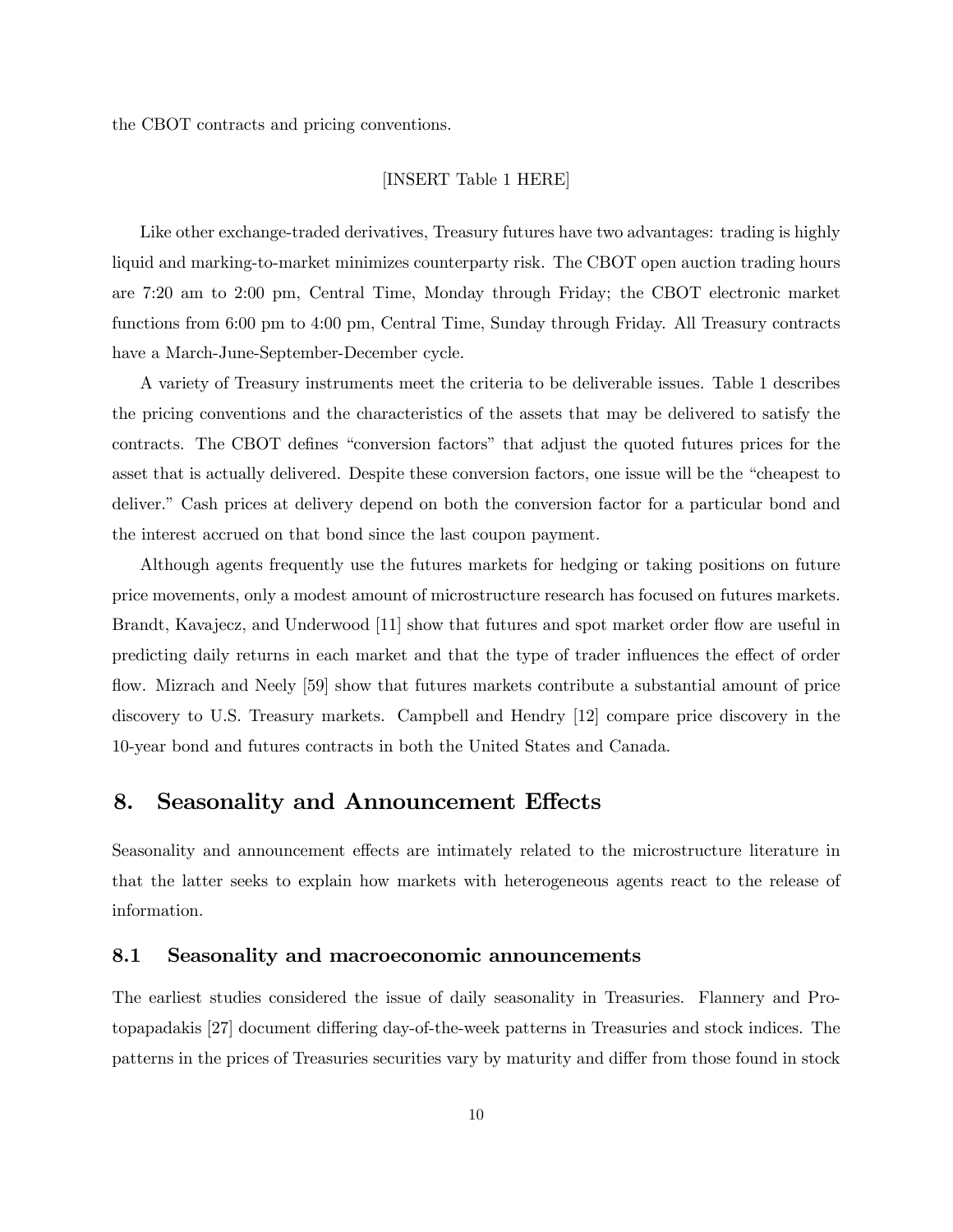the CBOT contracts and pricing conventions.

[INSERT Table 1 HERE]

Like other exchange-traded derivatives, Treasury futures have two advantages: trading is highly liquid and marking-to-market minimizes counterparty risk. The CBOT open auction trading hours are 7:20 am to 2:00 pm, Central Time, Monday through Friday; the CBOT electronic market functions from 6:00 pm to 4:00 pm, Central Time, Sunday through Friday. All Treasury contracts have a March-June-September-December cycle.

A variety of Treasury instruments meet the criteria to be deliverable issues. Table 1 describes the pricing conventions and the characteristics of the assets that may be delivered to satisfy the contracts. The CBOT defines "conversion factors" that adjust the quoted futures prices for the asset that is actually delivered. Despite these conversion factors, one issue will be the "cheapest to deliver." Cash prices at delivery depend on both the conversion factor for a particular bond and the interest accrued on that bond since the last coupon payment.

Although agents frequently use the futures markets for hedging or taking positions on future price movements, only a modest amount of microstructure research has focused on futures markets. Brandt, Kavajecz, and Underwood [11] show that futures and spot market order flow are useful in predicting daily returns in each market and that the type of trader influences the effect of order flow. Mizrach and Neely [59] show that futures markets contribute a substantial amount of price discovery to U.S. Treasury markets. Campbell and Hendry [12] compare price discovery in the 10-year bond and futures contracts in both the United States and Canada.

## 8. Seasonality and Announcement Effects

Seasonality and announcement effects are intimately related to the microstructure literature in that the latter seeks to explain how markets with heterogeneous agents react to the release of information.

### 8.1 Seasonality and macroeconomic announcements

The earliest studies considered the issue of daily seasonality in Treasuries. Flannery and Protopapadakis [27] document differing day-of-the-week patterns in Treasuries and stock indices. The patterns in the prices of Treasuries securities vary by maturity and differ from those found in stock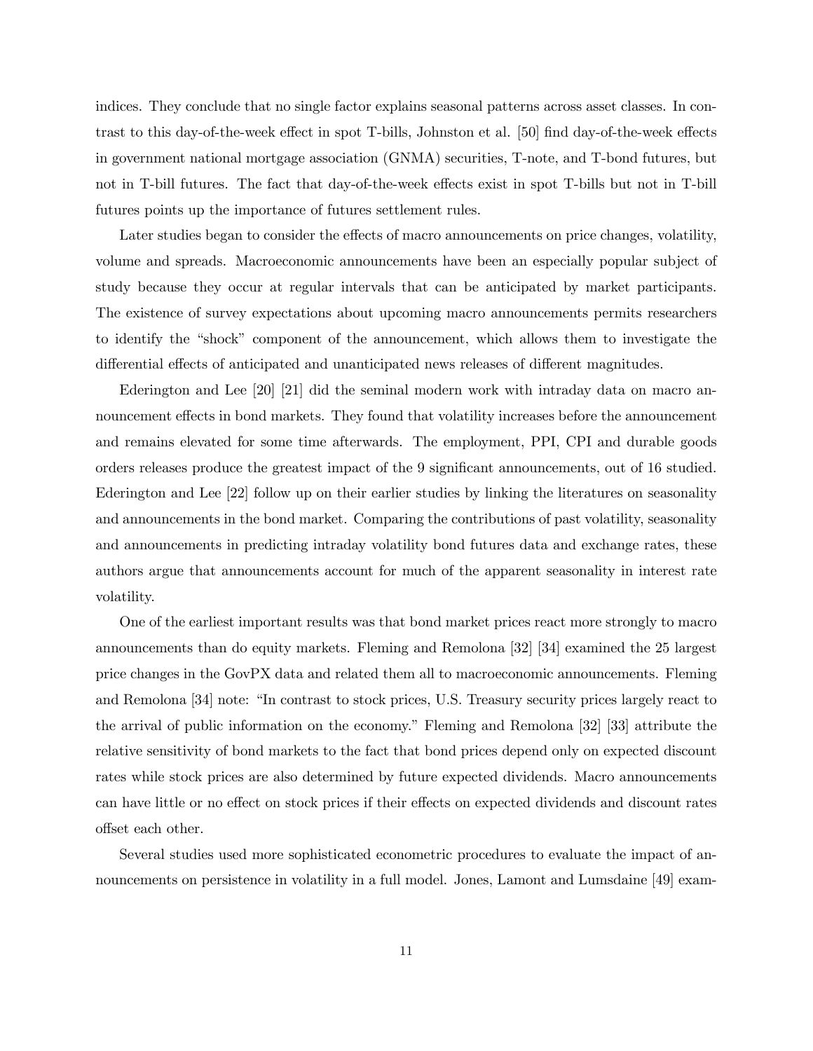indices. They conclude that no single factor explains seasonal patterns across asset classes. In contrast to this day-of-the-week effect in spot T-bills, Johnston et al. [50] find day-of-the-week effects in government national mortgage association (GNMA) securities, T-note, and T-bond futures, but not in T-bill futures. The fact that day-of-the-week effects exist in spot T-bills but not in T-bill futures points up the importance of futures settlement rules.

Later studies began to consider the effects of macro announcements on price changes, volatility, volume and spreads. Macroeconomic announcements have been an especially popular subject of study because they occur at regular intervals that can be anticipated by market participants. The existence of survey expectations about upcoming macro announcements permits researchers to identify the "shock" component of the announcement, which allows them to investigate the differential effects of anticipated and unanticipated news releases of different magnitudes.

Ederington and Lee [20] [21] did the seminal modern work with intraday data on macro announcement effects in bond markets. They found that volatility increases before the announcement and remains elevated for some time afterwards. The employment, PPI, CPI and durable goods orders releases produce the greatest impact of the 9 significant announcements, out of 16 studied. Ederington and Lee [22] follow up on their earlier studies by linking the literatures on seasonality and announcements in the bond market. Comparing the contributions of past volatility, seasonality and announcements in predicting intraday volatility bond futures data and exchange rates, these authors argue that announcements account for much of the apparent seasonality in interest rate volatility.

One of the earliest important results was that bond market prices react more strongly to macro announcements than do equity markets. Fleming and Remolona [32] [34] examined the 25 largest price changes in the GovPX data and related them all to macroeconomic announcements. Fleming and Remolona [34] note: "In contrast to stock prices, U.S. Treasury security prices largely react to the arrival of public information on the economy." Fleming and Remolona [32] [33] attribute the relative sensitivity of bond markets to the fact that bond prices depend only on expected discount rates while stock prices are also determined by future expected dividends. Macro announcements can have little or no effect on stock prices if their effects on expected dividends and discount rates offset each other.

Several studies used more sophisticated econometric procedures to evaluate the impact of announcements on persistence in volatility in a full model. Jones, Lamont and Lumsdaine [49] exam-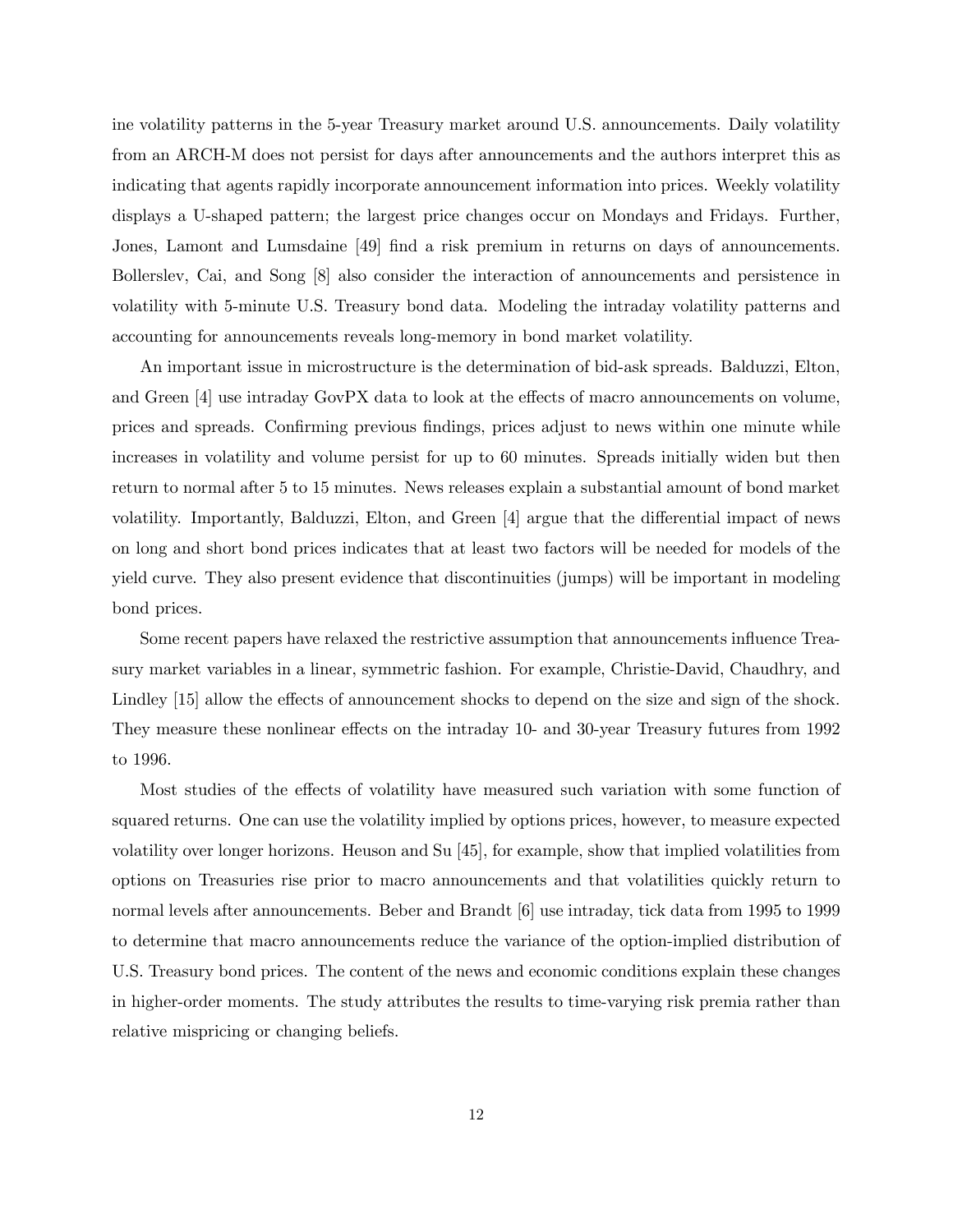ine volatility patterns in the 5-year Treasury market around U.S. announcements. Daily volatility from an ARCH-M does not persist for days after announcements and the authors interpret this as indicating that agents rapidly incorporate announcement information into prices. Weekly volatility displays a U-shaped pattern; the largest price changes occur on Mondays and Fridays. Further, Jones, Lamont and Lumsdaine [49] find a risk premium in returns on days of announcements. Bollerslev, Cai, and Song [8] also consider the interaction of announcements and persistence in volatility with 5-minute U.S. Treasury bond data. Modeling the intraday volatility patterns and accounting for announcements reveals long-memory in bond market volatility.

An important issue in microstructure is the determination of bid-ask spreads. Balduzzi, Elton, and Green [4] use intraday GovPX data to look at the effects of macro announcements on volume, prices and spreads. Confirming previous findings, prices adjust to news within one minute while increases in volatility and volume persist for up to 60 minutes. Spreads initially widen but then return to normal after 5 to 15 minutes. News releases explain a substantial amount of bond market volatility. Importantly, Balduzzi, Elton, and Green [4] argue that the differential impact of news on long and short bond prices indicates that at least two factors will be needed for models of the yield curve. They also present evidence that discontinuities (jumps) will be important in modeling bond prices.

Some recent papers have relaxed the restrictive assumption that announcements influence Treasury market variables in a linear, symmetric fashion. For example, Christie-David, Chaudhry, and Lindley [15] allow the effects of announcement shocks to depend on the size and sign of the shock. They measure these nonlinear effects on the intraday 10- and 30-year Treasury futures from 1992 to 1996.

Most studies of the effects of volatility have measured such variation with some function of squared returns. One can use the volatility implied by options prices, however, to measure expected volatility over longer horizons. Heuson and Su [45], for example, show that implied volatilities from options on Treasuries rise prior to macro announcements and that volatilities quickly return to normal levels after announcements. Beber and Brandt [6] use intraday, tick data from 1995 to 1999 to determine that macro announcements reduce the variance of the option-implied distribution of U.S. Treasury bond prices. The content of the news and economic conditions explain these changes in higher-order moments. The study attributes the results to time-varying risk premia rather than relative mispricing or changing beliefs.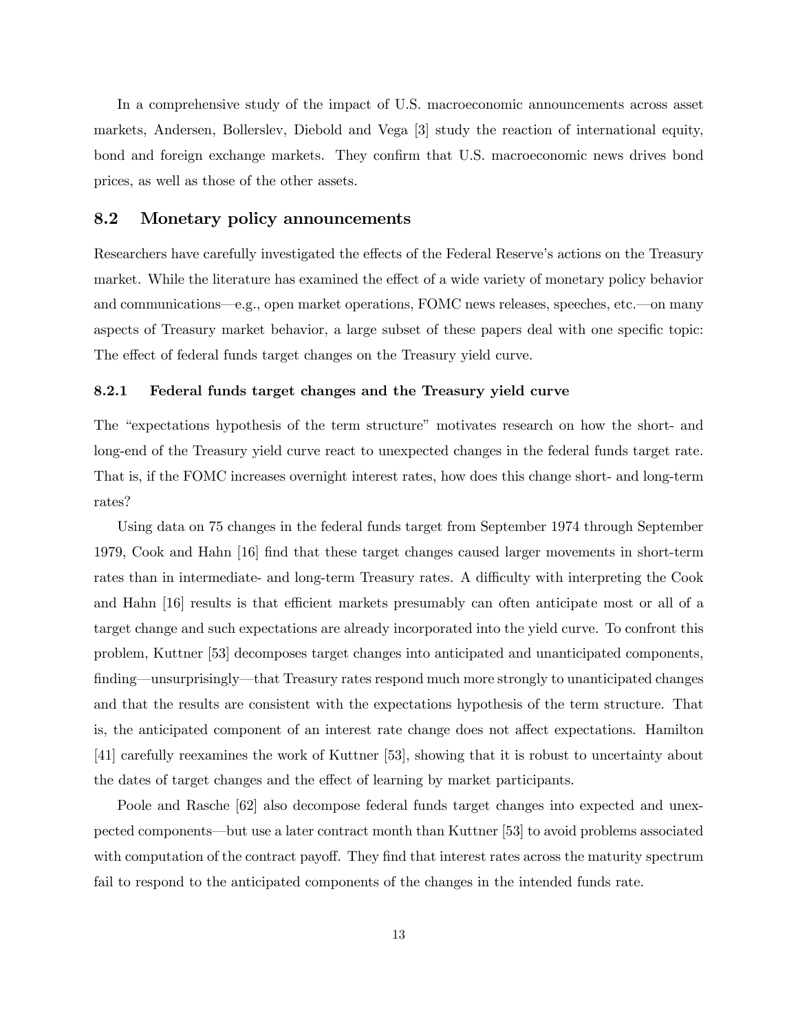In a comprehensive study of the impact of U.S. macroeconomic announcements across asset markets, Andersen, Bollerslev, Diebold and Vega [3] study the reaction of international equity, bond and foreign exchange markets. They confirm that U.S. macroeconomic news drives bond prices, as well as those of the other assets.

## 8.2 Monetary policy announcements

Researchers have carefully investigated the effects of the Federal Reserve's actions on the Treasury market. While the literature has examined the effect of a wide variety of monetary policy behavior and communications—e.g., open market operations, FOMC news releases, speeches, etc.—on many aspects of Treasury market behavior, a large subset of these papers deal with one specific topic: The effect of federal funds target changes on the Treasury yield curve.

### 8.2.1 Federal funds target changes and the Treasury yield curve

The "expectations hypothesis of the term structure" motivates research on how the short- and long-end of the Treasury yield curve react to unexpected changes in the federal funds target rate. That is, if the FOMC increases overnight interest rates, how does this change short- and long-term rates?

Using data on 75 changes in the federal funds target from September 1974 through September 1979, Cook and Hahn [16] find that these target changes caused larger movements in short-term rates than in intermediate- and long-term Treasury rates. A difficulty with interpreting the Cook and Hahn [16] results is that efficient markets presumably can often anticipate most or all of a target change and such expectations are already incorporated into the yield curve. To confront this problem, Kuttner [53] decomposes target changes into anticipated and unanticipated components, finding—unsurprisingly—that Treasury rates respond much more strongly to unanticipated changes and that the results are consistent with the expectations hypothesis of the term structure. That is, the anticipated component of an interest rate change does not affect expectations. Hamilton [41] carefully reexamines the work of Kuttner [53], showing that it is robust to uncertainty about the dates of target changes and the effect of learning by market participants.

Poole and Rasche [62] also decompose federal funds target changes into expected and unexpected components—but use a later contract month than Kuttner [53] to avoid problems associated with computation of the contract payoff. They find that interest rates across the maturity spectrum fail to respond to the anticipated components of the changes in the intended funds rate.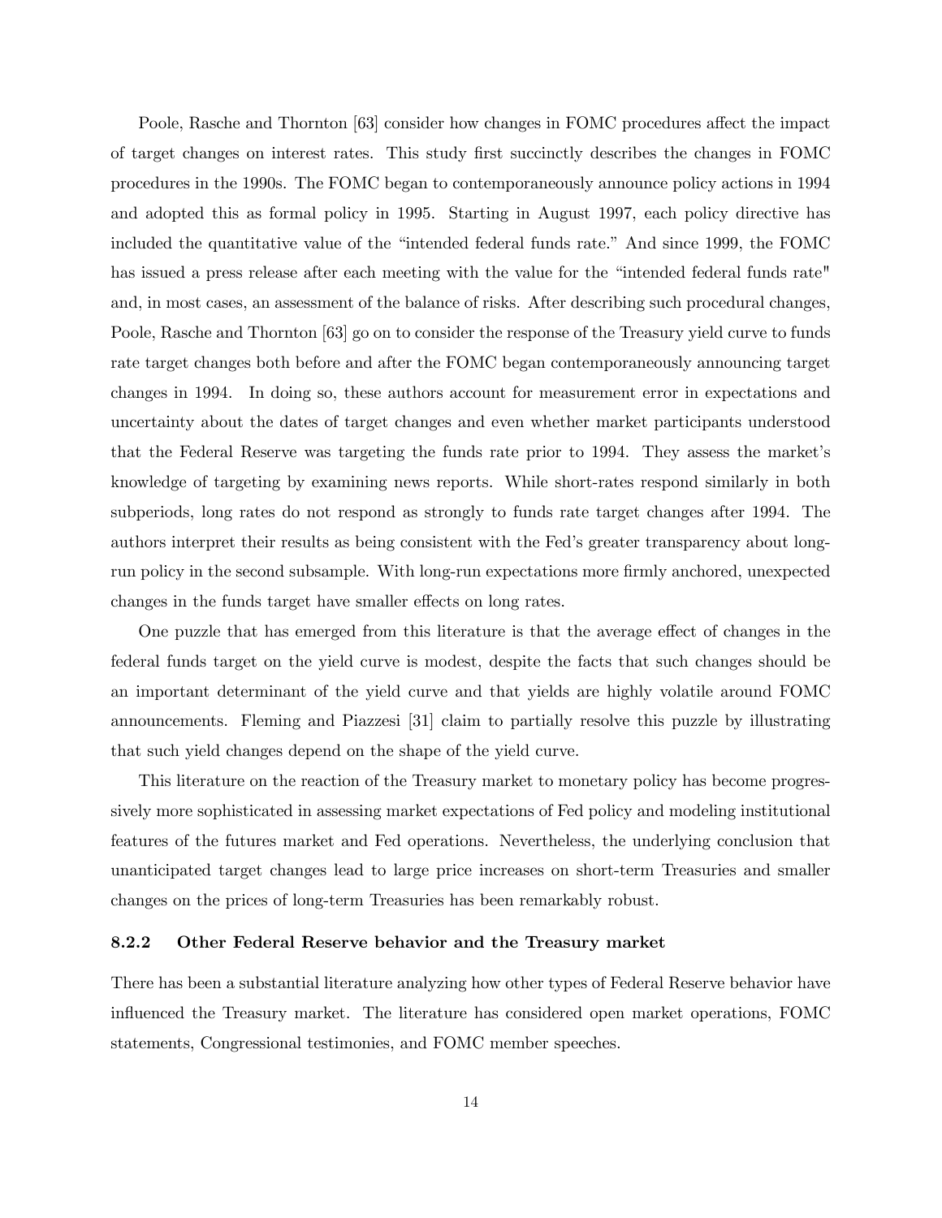Poole, Rasche and Thornton [63] consider how changes in FOMC procedures affect the impact of target changes on interest rates. This study first succinctly describes the changes in FOMC procedures in the 1990s. The FOMC began to contemporaneously announce policy actions in 1994 and adopted this as formal policy in 1995. Starting in August 1997, each policy directive has included the quantitative value of the "intended federal funds rate." And since 1999, the FOMC has issued a press release after each meeting with the value for the "intended federal funds rate" and, in most cases, an assessment of the balance of risks. After describing such procedural changes, Poole, Rasche and Thornton [63] go on to consider the response of the Treasury yield curve to funds rate target changes both before and after the FOMC began contemporaneously announcing target changes in 1994. In doing so, these authors account for measurement error in expectations and uncertainty about the dates of target changes and even whether market participants understood that the Federal Reserve was targeting the funds rate prior to 1994. They assess the market's knowledge of targeting by examining news reports. While short-rates respond similarly in both subperiods, long rates do not respond as strongly to funds rate target changes after 1994. The authors interpret their results as being consistent with the Fed's greater transparency about long-run policy in the second subsample. With long-run expectations more firmly anchored, unexpected changes in the funds target have smaller effects on long rates.

One puzzle that has emerged from this literature is that the average effect of changes in the federal funds target on the yield curve is modest, despite the facts that such changes should be an important determinant of the yield curve and that yields are highly volatile around FOMC announcements. Fleming and Piazzesi [31] claim to partially resolve this puzzle by illustrating that such yield changes depend on the shape of the yield curve.

This literature on the reaction of the Treasury market to monetary policy has become progressively more sophisticated in assessing market expectations of Fed policy and modeling institutional features of the futures market and Fed operations. Nevertheless, the underlying conclusion that unanticipated target changes lead to large price increases on short-term Treasuries and smaller changes on the prices of long-term Treasuries has been remarkably robust.

### 8.2.2 Other Federal Reserve behavior and the Treasury market

There has been a substantial literature analyzing how other types of Federal Reserve behavior have influenced the Treasury market. The literature has considered open market operations, FOMC statements, Congressional testimonies, and FOMC member speeches.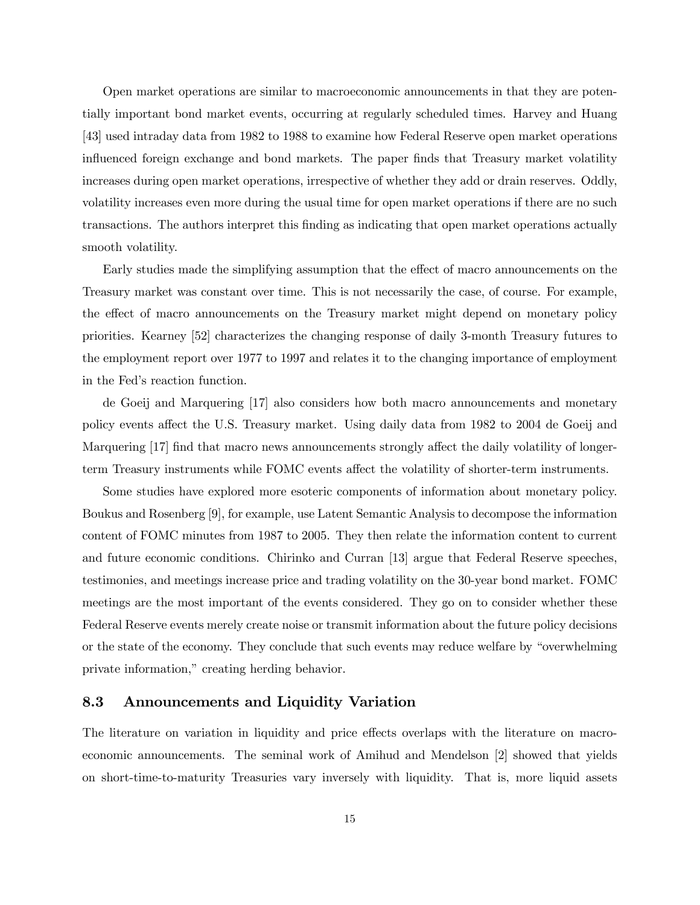Open market operations are similar to macroeconomic announcements in that they are potentially important bond market events, occurring at regularly scheduled times. Harvey and Huang [43] used intraday data from 1982 to 1988 to examine how Federal Reserve open market operations influenced foreign exchange and bond markets. The paper finds that Treasury market volatility increases during open market operations, irrespective of whether they add or drain reserves. Oddly, volatility increases even more during the usual time for open market operations if there are no such transactions. The authors interpret this finding as indicating that open market operations actually smooth volatility.

Early studies made the simplifying assumption that the effect of macro announcements on the Treasury market was constant over time. This is not necessarily the case, of course. For example, the effect of macro announcements on the Treasury market might depend on monetary policy priorities. Kearney [52] characterizes the changing response of daily 3-month Treasury futures to the employment report over 1977 to 1997 and relates it to the changing importance of employment in the Fed's reaction function.

de Goeij and Marquering [17] also considers how both macro announcements and monetary policy events affect the U.S. Treasury market. Using daily data from 1982 to 2004 de Goeij and Marquering [17] find that macro news announcements strongly affect the daily volatility of longer-term Treasury instruments while FOMC events affect the volatility of shorter-term instruments.

Some studies have explored more esoteric components of information about monetary policy. Boukus and Rosenberg [9], for example, use Latent Semantic Analysis to decompose the information content of FOMC minutes from 1987 to 2005. They then relate the information content to current and future economic conditions. Chirinko and Curran [13] argue that Federal Reserve speeches, testimonies, and meetings increase price and trading volatility on the 30-year bond market. FOMC meetings are the most important of the events considered. They go on to consider whether these Federal Reserve events merely create noise or transmit information about the future policy decisions or the state of the economy. They conclude that such events may reduce welfare by "overwhelming private information," creating herding behavior.

### 8.3 Announcements and Liquidity Variation

The literature on variation in liquidity and price effects overlaps with the literature on macroeconomic announcements. The seminal work of Amihud and Mendelson [2] showed that yields on short-time-to-maturity Treasuries vary inversely with liquidity. That is, more liquid assets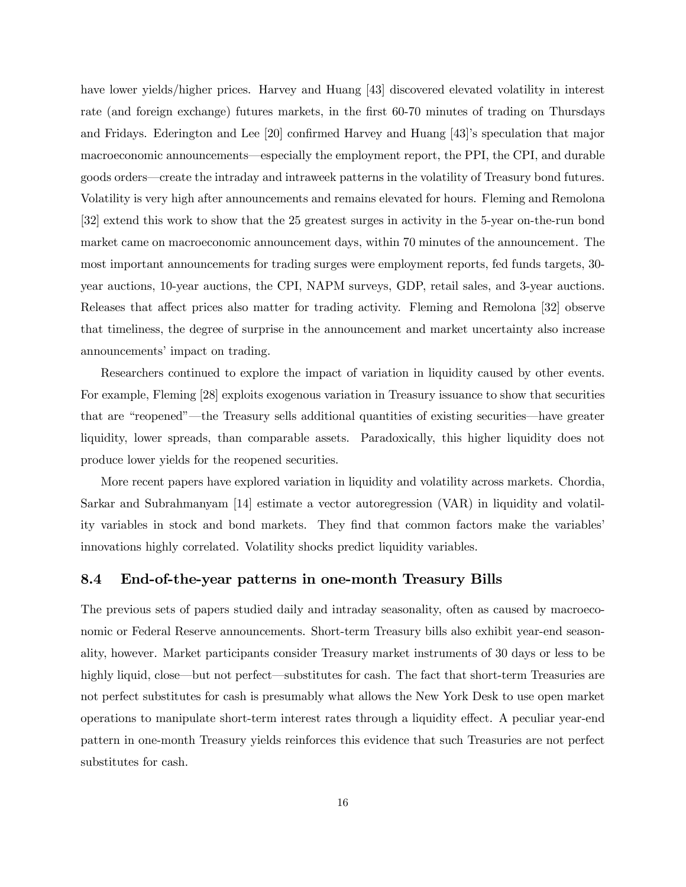have lower yields/higher prices. Harvey and Huang [43] discovered elevated volatility in interest rate (and foreign exchange) futures markets, in the first 60-70 minutes of trading on Thursdays and Fridays. Ederington and Lee [20] confirmed Harvey and Huang [43]'s speculation that major macroeconomic announcements—especially the employment report, the PPI, the CPI, and durable goods orders—create the intraday and intraweek patterns in the volatility of Treasury bond futures. Volatility is very high after announcements and remains elevated for hours. Fleming and Remolona [32] extend this work to show that the 25 greatest surges in activity in the 5-year on-the-run bond market came on macroeconomic announcement days, within 70 minutes of the announcement. The most important announcements for trading surges were employment reports, fed funds targets, 30-year auctions, 10-year auctions, the CPI, NAPM surveys, GDP, retail sales, and 3-year auctions. Releases that affect prices also matter for trading activity. Fleming and Remolona [32] observe that timeliness, the degree of surprise in the announcement and market uncertainty also increase announcements' impact on trading.

Researchers continued to explore the impact of variation in liquidity caused by other events. For example, Fleming [28] exploits exogenous variation in Treasury issuance to show that securities that are "reopened"—the Treasury sells additional quantities of existing securities—have greater liquidity, lower spreads, than comparable assets. Paradoxically, this higher liquidity does not produce lower yields for the reopened securities.

More recent papers have explored variation in liquidity and volatility across markets. Chordia, Sarkar and Subrahmanyam [14] estimate a vector autoregression (VAR) in liquidity and volatility variables in stock and bond markets. They find that common factors make the variables' innovations highly correlated. Volatility shocks predict liquidity variables.

### 8.4 End-of-the-year patterns in one-month Treasury Bills

The previous sets of papers studied daily and intraday seasonality, often as caused by macroeconomic or Federal Reserve announcements. Short-term Treasury bills also exhibit year-end seasonality, however. Market participants consider Treasury market instruments of 30 days or less to be highly liquid, close—but not perfect—substitutes for cash. The fact that short-term Treasuries are not perfect substitutes for cash is presumably what allows the New York Desk to use open market operations to manipulate short-term interest rates through a liquidity effect. A peculiar year-end pattern in one-month Treasury yields reinforces this evidence that such Treasuries are not perfect substitutes for cash.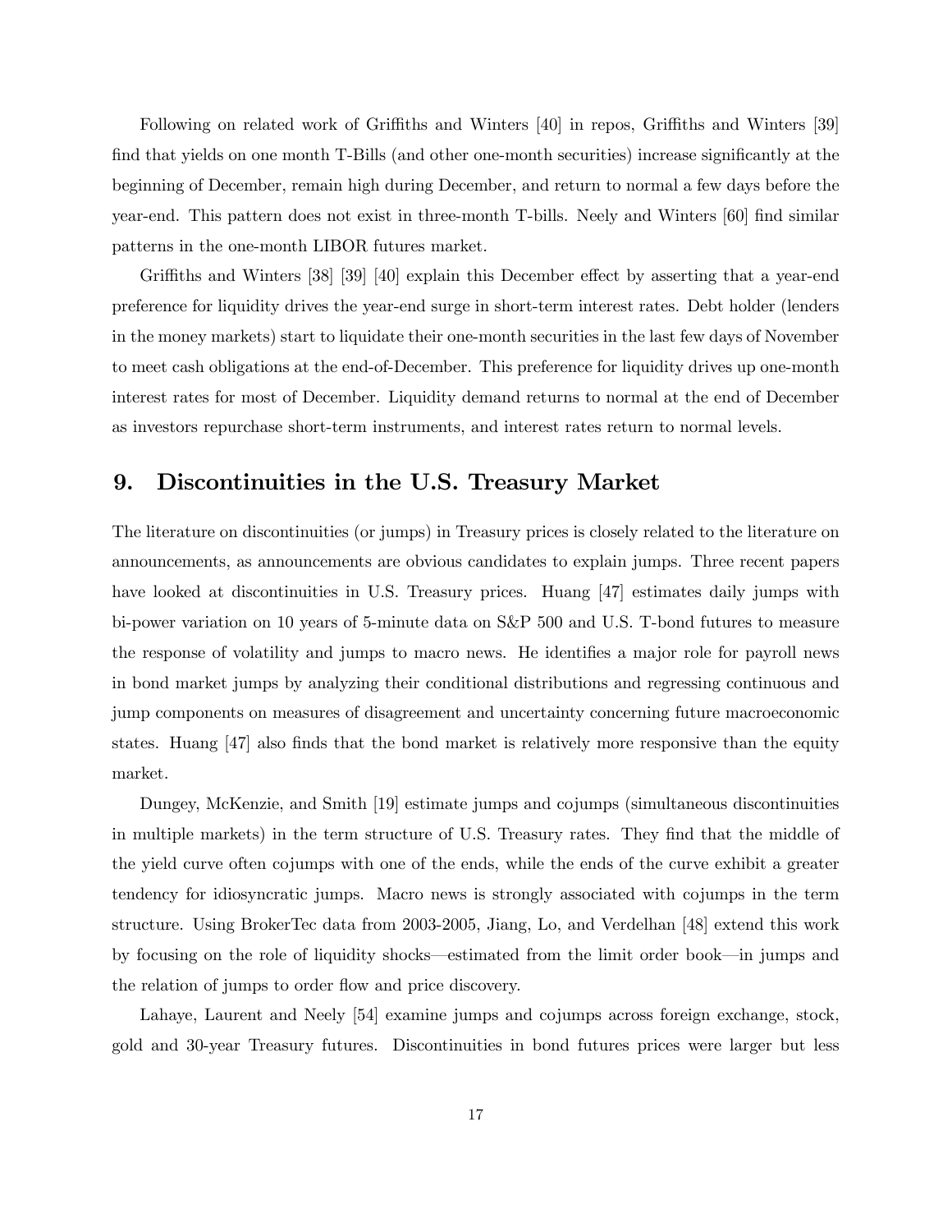Following on related work of Griffiths and Winters [40] in repos, Griffiths and Winters [39] find that yields on one month T-Bills (and other one-month securities) increase significantly at the beginning of December, remain high during December, and return to normal a few days before the year-end. This pattern does not exist in three-month T-bills. Neely and Winters [60] find similar patterns in the one-month LIBOR futures market.

Griffiths and Winters [38] [39] [40] explain this December effect by asserting that a year-end preference for liquidity drives the year-end surge in short-term interest rates. Debt holder (lenders in the money markets) start to liquidate their one-month securities in the last few days of November to meet cash obligations at the end-of-December. This preference for liquidity drives up one-month interest rates for most of December. Liquidity demand returns to normal at the end of December as investors repurchase short-term instruments, and interest rates return to normal levels.

## 9. Discontinuities in the U.S. Treasury Market

The literature on discontinuities (or jumps) in Treasury prices is closely related to the literature on announcements, as announcements are obvious candidates to explain jumps. Three recent papers have looked at discontinuities in U.S. Treasury prices. Huang [47] estimates daily jumps with bi-power variation on 10 years of 5-minute data on S&P 500 and U.S. T-bond futures to measure the response of volatility and jumps to macro news. He identifies a major role for payroll news in bond market jumps by analyzing their conditional distributions and regressing continuous and jump components on measures of disagreement and uncertainty concerning future macroeconomic states. Huang [47] also finds that the bond market is relatively more responsive than the equity market.

Dungey, McKenzie, and Smith [19] estimate jumps and cojumps (simultaneous discontinuities in multiple markets) in the term structure of U.S. Treasury rates. They find that the middle of the yield curve often cojumps with one of the ends, while the ends of the curve exhibit a greater tendency for idiosyncratic jumps. Macro news is strongly associated with cojumps in the term structure. Using BrokerTec data from 2003-2005, Jiang, Lo, and Verdelhan [48] extend this work by focusing on the role of liquidity shocks—estimated from the limit order book—in jumps and the relation of jumps to order flow and price discovery.

Lahaye, Laurent and Neely [54] examine jumps and cojumps across foreign exchange, stock, gold and 30-year Treasury futures. Discontinuities in bond futures prices were larger but less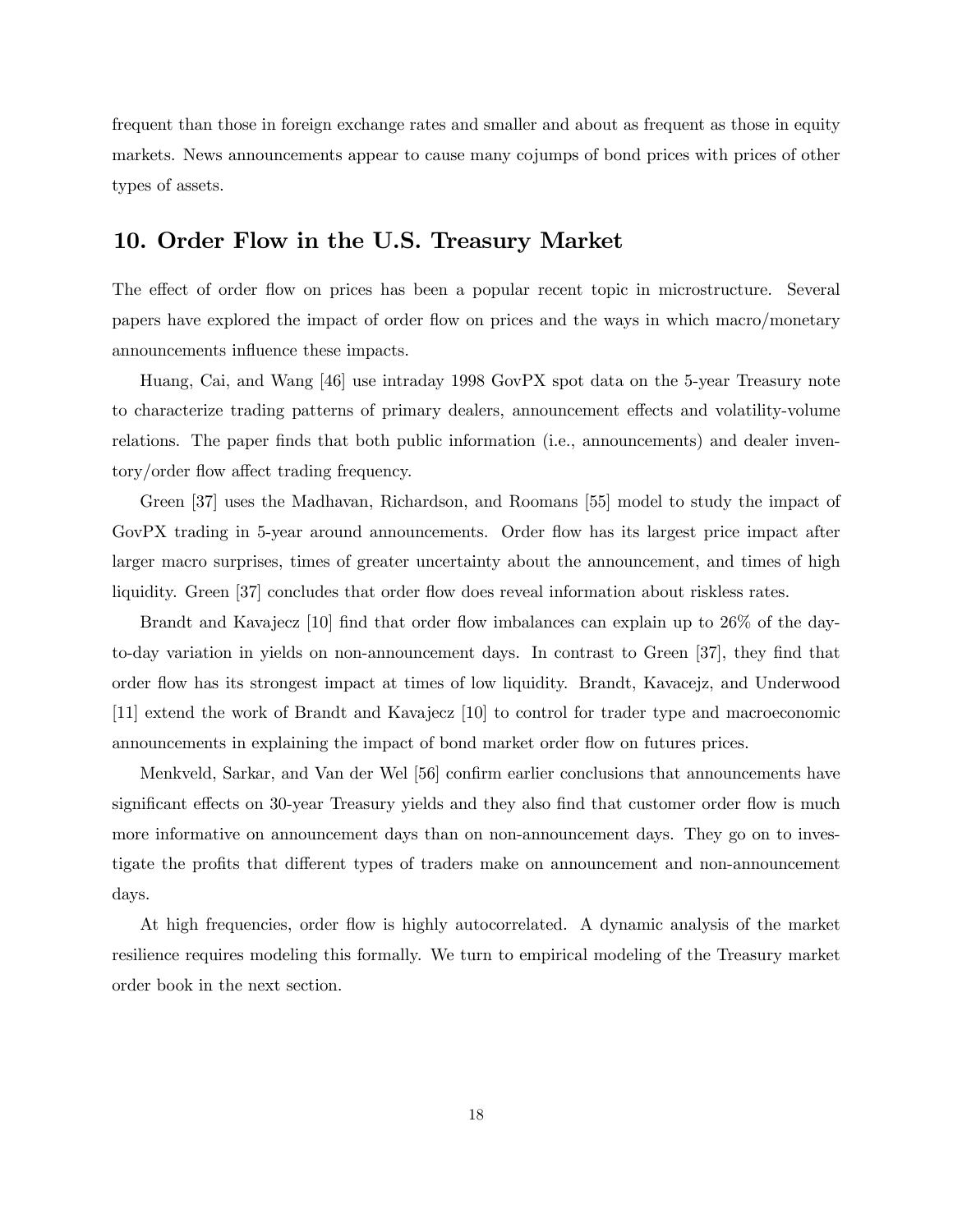frequent than those in foreign exchange rates and smaller and about as frequent as those in equity markets. News announcements appear to cause many cojumps of bond prices with prices of other types of assets.

## 10. Order Flow in the U.S. Treasury Market

The effect of order flow on prices has been a popular recent topic in microstructure. Several papers have explored the impact of order flow on prices and the ways in which macro/monetary announcements influence these impacts.

Huang, Cai, and Wang [46] use intraday 1998 GovPX spot data on the 5-year Treasury note to characterize trading patterns of primary dealers, announcement effects and volatility-volume relations. The paper finds that both public information (i.e., announcements) and dealer inventory/order flow affect trading frequency.

Green [37] uses the Madhavan, Richardson, and Roomans [55] model to study the impact of GovPX trading in 5-year around announcements. Order flow has its largest price impact after larger macro surprises, times of greater uncertainty about the announcement, and times of high liquidity. Green [37] concludes that order flow does reveal information about riskless rates.

Brandt and Kavajecz [10] find that order flow imbalances can explain up to 26% of the day-to-day variation in yields on non-announcement days. In contrast to Green [37], they find that order flow has its strongest impact at times of low liquidity. Brandt, Kavacejz, and Underwood [11] extend the work of Brandt and Kavajecz [10] to control for trader type and macroeconomic announcements in explaining the impact of bond market order flow on futures prices.

Menkveld, Sarkar, and Van der Wel [56] confirm earlier conclusions that announcements have significant effects on 30-year Treasury yields and they also find that customer order flow is much more informative on announcement days than on non-announcement days. They go on to investigate the profits that different types of traders make on announcement and non-announcement days.

At high frequencies, order flow is highly autocorrelated. A dynamic analysis of the market resilience requires modeling this formally. We turn to empirical modeling of the Treasury market order book in the next section.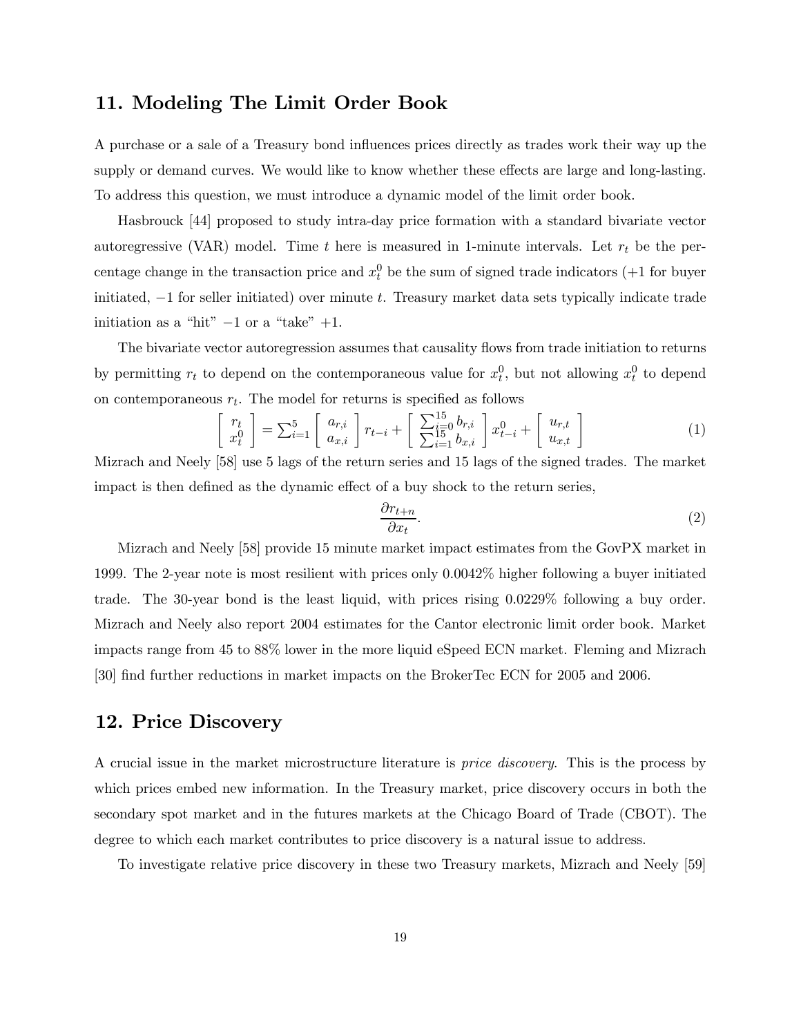## 11. Modeling The Limit Order Book

A purchase or a sale of a Treasury bond influences prices directly as trades work their way up the supply or demand curves. We would like to know whether these effects are large and long-lasting. To address this question, we must introduce a dynamic model of the limit order book.

Hasbrouck [44] proposed to study intra-day price formation with a standard bivariate vector autoregressive (VAR) model. Time $t$ here is measured in 1-minute intervals. Let $r_t$ be the percentage change in the transaction price and $x_t^0$ be the sum of signed trade indicators (+1 for buyer initiated, −1 for seller initiated) over minute $t$. Treasury market data sets typically indicate trade initiation as a "hit" −1 or a "take" +1.

The bivariate vector autoregression assumes that causality flows from trade initiation to returns by permitting $r_t$ to depend on the contemporaneous value for $x_t^0$, but not allowing $x_t^0$ to depend on contemporaneous $r_t$. The model for returns is specified as follows

$$\begin{bmatrix} r_t \\ x_t^0 \end{bmatrix} = \sum_{i=1}^{5} \begin{bmatrix} a_{r,i} \\ a_{x,i} \end{bmatrix} r_{t-i} + \begin{bmatrix} \sum_{i=0}^{15} b_{r,i} \\ \sum_{i=1}^{15} b_{x,i} \end{bmatrix} x_{t-i}^0 + \begin{bmatrix} u_{r,t} \\ u_{x,t} \end{bmatrix} \tag{1}$$

Mizrach and Neely [58] use 5 lags of the return series and 15 lags of the signed trades. The market impact is then defined as the dynamic effect of a buy shock to the return series,

$$\frac{\partial r_{t+n}}{\partial x_t}. \tag{2}$$

Mizrach and Neely [58] provide 15 minute market impact estimates from the GovPX market in 1999. The 2-year note is most resilient with prices only 0.0042% higher following a buyer initiated trade. The 30-year bond is the least liquid, with prices rising 0.0229% following a buy order. Mizrach and Neely also report 2004 estimates for the Cantor electronic limit order book. Market impacts range from 45 to 88% lower in the more liquid eSpeed ECN market. Fleming and Mizrach [30] find further reductions in market impacts on the BrokerTec ECN for 2005 and 2006.

## 12. Price Discovery

A crucial issue in the market microstructure literature is *price discovery*. This is the process by which prices embed new information. In the Treasury market, price discovery occurs in both the secondary spot market and in the futures markets at the Chicago Board of Trade (CBOT). The degree to which each market contributes to price discovery is a natural issue to address.

To investigate relative price discovery in these two Treasury markets, Mizrach and Neely [59]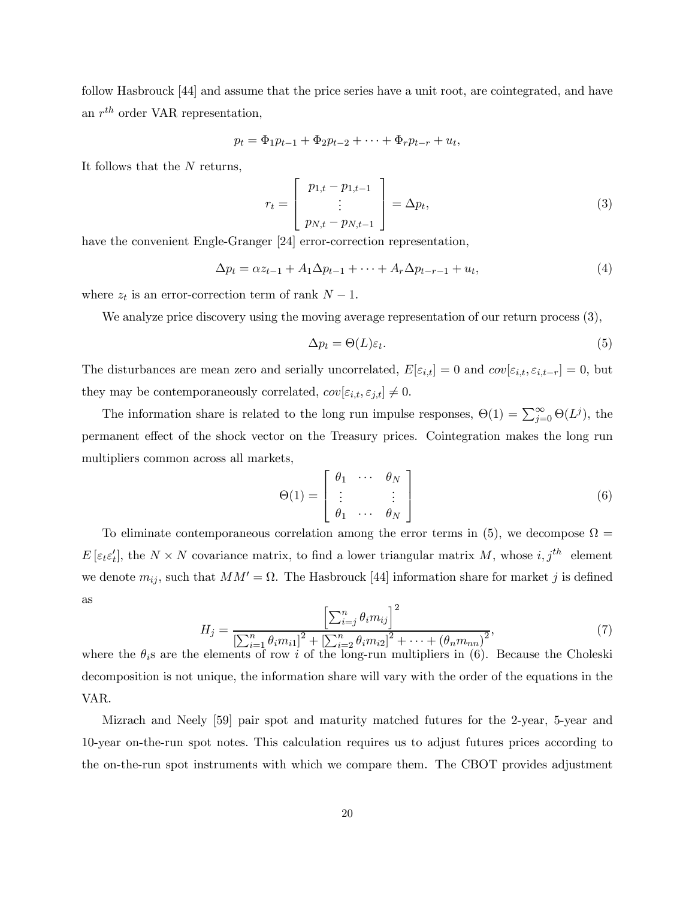follow Hasbrouck [44] and assume that the price series have a unit root, are cointegrated, and have an $r^{th}$ order VAR representation,

$$p_t = \Phi_1 p_{t-1} + \Phi_2 p_{t-2} + \cdots + \Phi_r p_{t-r} + u_t,$$

It follows that the $N$ returns,

$$r_t = \begin{bmatrix} p_{1,t} - p_{1,t-1} \\ \vdots \\ p_{N,t} - p_{N,t-1} \end{bmatrix} = \Delta p_t, \tag{3}$$

have the convenient Engle-Granger [24] error-correction representation,

$$\Delta p_t = \alpha z_{t-1} + A_1 \Delta p_{t-1} + \cdots + A_r \Delta p_{t-r-1} + u_t, \tag{4}$$

where $z_t$ is an error-correction term of rank $N-1$.

We analyze price discovery using the moving average representation of our return process (3),

$$\Delta p_t = \Theta(L)\varepsilon_t. \tag{5}$$

The disturbances are mean zero and serially uncorrelated, $E[\varepsilon_{i,t}] = 0$ and $cov[\varepsilon_{i,t}, \varepsilon_{i,t-r}] = 0$, but they may be contemporaneously correlated, $cov[\varepsilon_{i,t}, \varepsilon_{j,t}] \neq 0$.

The information share is related to the long run impulse responses, $\Theta(1) = \sum_{j=0}^{\infty} \Theta(L^j)$, the permanent effect of the shock vector on the Treasury prices. Cointegration makes the long run multipliers common across all markets,

$$\Theta(1) = \begin{bmatrix} \theta_1 & \cdots & \theta_N \\ \vdots & & \vdots \\ \theta_1 & \cdots & \theta_N \end{bmatrix} \tag{6}$$

To eliminate contemporaneous correlation among the error terms in (5), we decompose $\Omega = E[\varepsilon_t \varepsilon_t']$, the $N \times N$ covariance matrix, to find a lower triangular matrix $M$, whose $i,j^{th}$ element we denote $m_{ij}$, such that $MM' = \Omega$. The Hasbrouck [44] information share for market $j$ is defined as

$$H_j = \frac{\left[\sum_{i=j}^{n} \theta_i m_{ij}\right]^2}{\left[\sum_{i=1}^{n} \theta_i m_{i1}\right]^2 + \left[\sum_{i=2}^{n} \theta_i m_{i2}\right]^2 + \cdots + \left(\theta_n m_{nn}\right)^2}, \tag{7}$$

where the $\theta_i$s are the elements of row $i$ of the long-run multipliers in (6). Because the Choleski decomposition is not unique, the information share will vary with the order of the equations in the VAR.

Mizrach and Neely [59] pair spot and maturity matched futures for the 2-year, 5-year and 10-year on-the-run spot notes. This calculation requires us to adjust futures prices according to the on-the-run spot instruments with which we compare them. The CBOT provides adjustment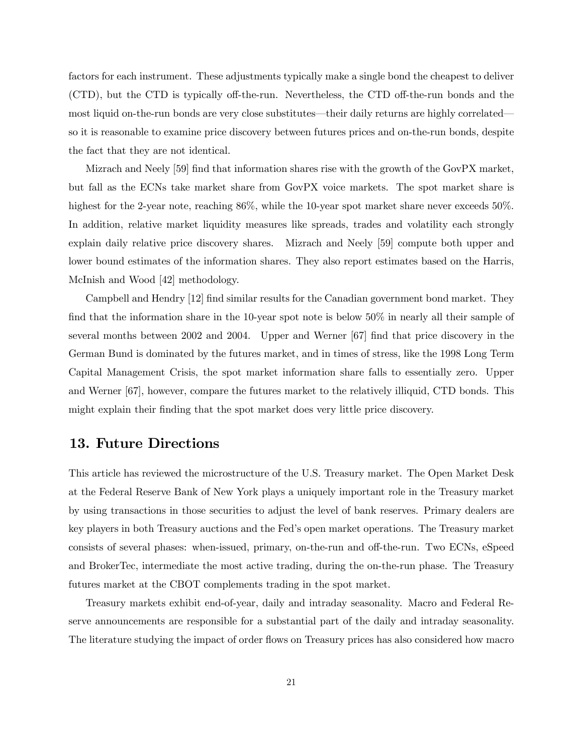factors for each instrument. These adjustments typically make a single bond the cheapest to deliver (CTD), but the CTD is typically off-the-run. Nevertheless, the CTD off-the-run bonds and the most liquid on-the-run bonds are very close substitutes—their daily returns are highly correlated—so it is reasonable to examine price discovery between futures prices and on-the-run bonds, despite the fact that they are not identical.

Mizrach and Neely [59] find that information shares rise with the growth of the GovPX market, but fall as the ECNs take market share from GovPX voice markets. The spot market share is highest for the 2-year note, reaching 86%, while the 10-year spot market share never exceeds 50%. In addition, relative market liquidity measures like spreads, trades and volatility each strongly explain daily relative price discovery shares. Mizrach and Neely [59] compute both upper and lower bound estimates of the information shares. They also report estimates based on the Harris, McInish and Wood [42] methodology.

Campbell and Hendry [12] find similar results for the Canadian government bond market. They find that the information share in the 10-year spot note is below 50% in nearly all their sample of several months between 2002 and 2004. Upper and Werner [67] find that price discovery in the German Bund is dominated by the futures market, and in times of stress, like the 1998 Long Term Capital Management Crisis, the spot market information share falls to essentially zero. Upper and Werner [67], however, compare the futures market to the relatively illiquid, CTD bonds. This might explain their finding that the spot market does very little price discovery.

## 13. Future Directions

This article has reviewed the microstructure of the U.S. Treasury market. The Open Market Desk at the Federal Reserve Bank of New York plays a uniquely important role in the Treasury market by using transactions in those securities to adjust the level of bank reserves. Primary dealers are key players in both Treasury auctions and the Fed's open market operations. The Treasury market consists of several phases: when-issued, primary, on-the-run and off-the-run. Two ECNs, eSpeed and BrokerTec, intermediate the most active trading, during the on-the-run phase. The Treasury futures market at the CBOT complements trading in the spot market.

Treasury markets exhibit end-of-year, daily and intraday seasonality. Macro and Federal Reserve announcements are responsible for a substantial part of the daily and intraday seasonality. The literature studying the impact of order flows on Treasury prices has also considered how macro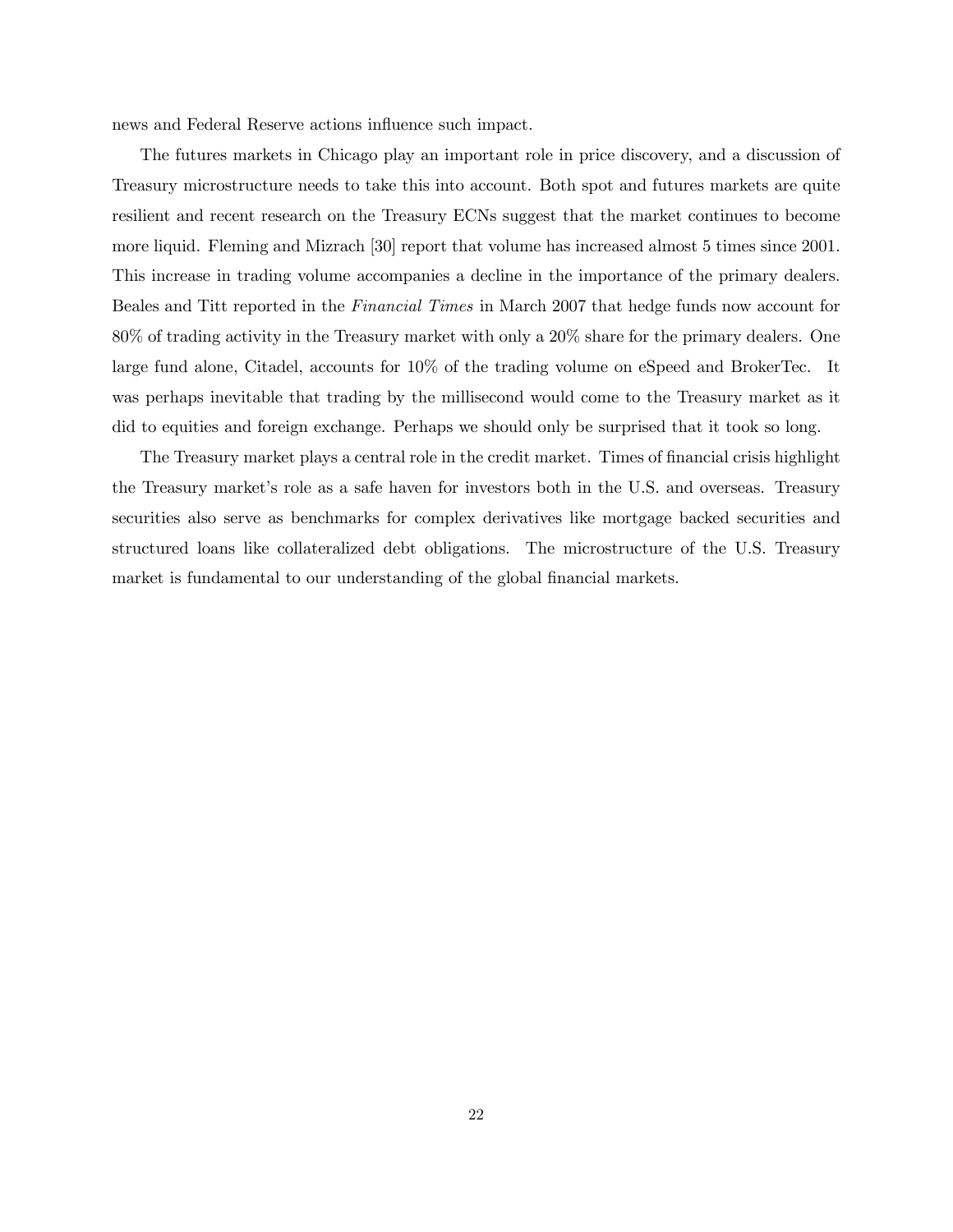news and Federal Reserve actions influence such impact.

The futures markets in Chicago play an important role in price discovery, and a discussion of Treasury microstructure needs to take this into account. Both spot and futures markets are quite resilient and recent research on the Treasury ECNs suggest that the market continues to become more liquid. Fleming and Mizrach [30] report that volume has increased almost 5 times since 2001. This increase in trading volume accompanies a decline in the importance of the primary dealers. Beales and Titt reported in the *Financial Times* in March 2007 that hedge funds now account for 80% of trading activity in the Treasury market with only a 20% share for the primary dealers. One large fund alone, Citadel, accounts for 10% of the trading volume on eSpeed and BrokerTec. It was perhaps inevitable that trading by the millisecond would come to the Treasury market as it did to equities and foreign exchange. Perhaps we should only be surprised that it took so long.

The Treasury market plays a central role in the credit market. Times of financial crisis highlight the Treasury market's role as a safe haven for investors both in the U.S. and overseas. Treasury securities also serve as benchmarks for complex derivatives like mortgage backed securities and structured loans like collateralized debt obligations. The microstructure of the U.S. Treasury market is fundamental to our understanding of the global financial markets.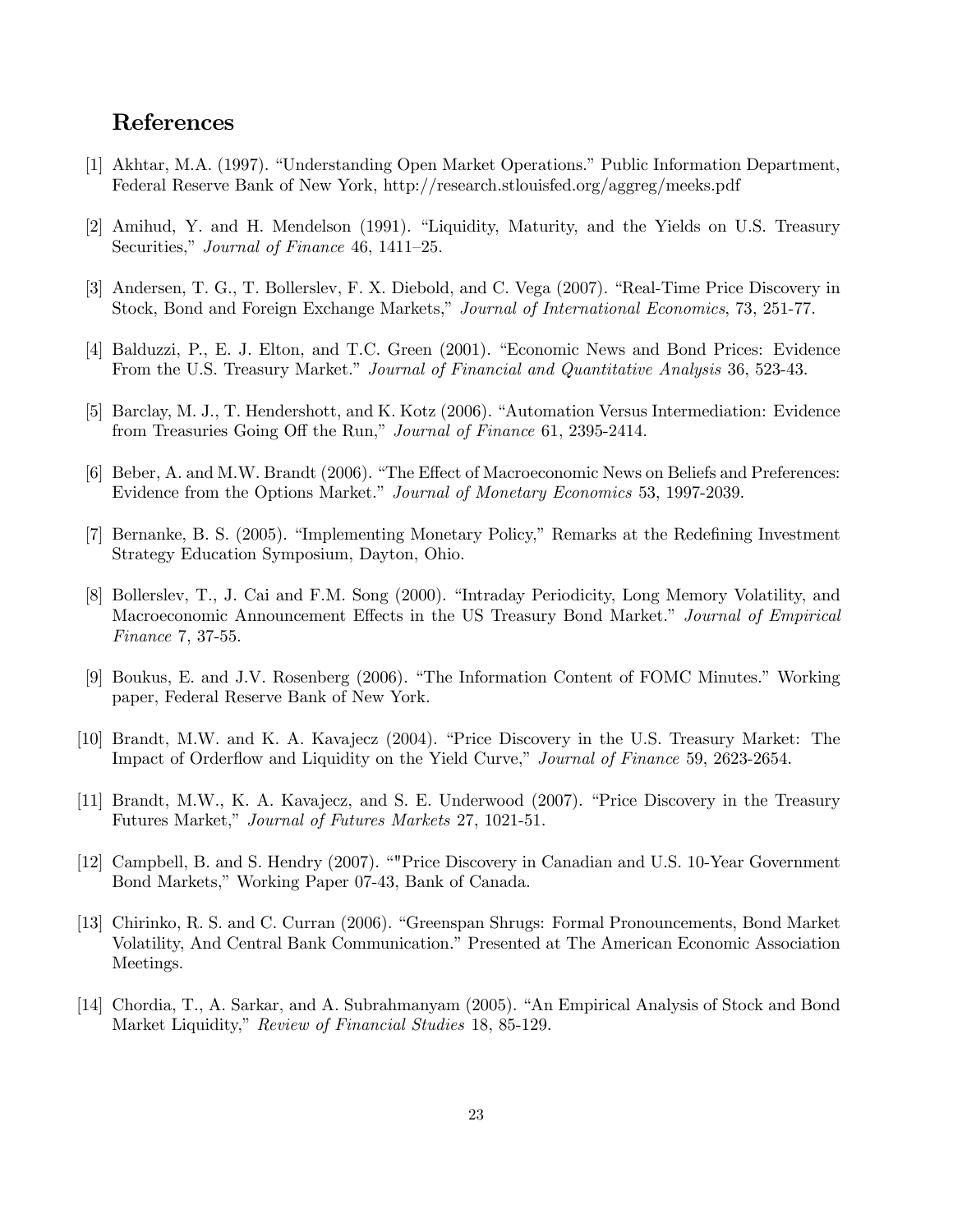# References

[1] Akhtar, M.A. (1997). "Understanding Open Market Operations." Public Information Department, Federal Reserve Bank of New York, http://research.stlouisfed.org/aggreg/meeks.pdf

[2] Amihud, Y. and H. Mendelson (1991). "Liquidity, Maturity, and the Yields on U.S. Treasury Securities," *Journal of Finance* 46, 1411–25.

[3] Andersen, T. G., T. Bollerslev, F. X. Diebold, and C. Vega (2007). "Real-Time Price Discovery in Stock, Bond and Foreign Exchange Markets," *Journal of International Economics*, 73, 251-77.

[4] Balduzzi, P., E. J. Elton, and T.C. Green (2001). "Economic News and Bond Prices: Evidence From the U.S. Treasury Market." *Journal of Financial and Quantitative Analysis* 36, 523-43.

[5] Barclay, M. J., T. Hendershott, and K. Kotz (2006). "Automation Versus Intermediation: Evidence from Treasuries Going Off the Run," *Journal of Finance* 61, 2395-2414.

[6] Beber, A. and M.W. Brandt (2006). "The Effect of Macroeconomic News on Beliefs and Preferences: Evidence from the Options Market." *Journal of Monetary Economics* 53, 1997-2039.

[7] Bernanke, B. S. (2005). "Implementing Monetary Policy," Remarks at the Redefining Investment Strategy Education Symposium, Dayton, Ohio.

[8] Bollerslev, T., J. Cai and F.M. Song (2000). "Intraday Periodicity, Long Memory Volatility, and Macroeconomic Announcement Effects in the US Treasury Bond Market." *Journal of Empirical Finance* 7, 37-55.

[9] Boukus, E. and J.V. Rosenberg (2006). "The Information Content of FOMC Minutes." Working paper, Federal Reserve Bank of New York.

[10] Brandt, M.W. and K. A. Kavajecz (2004). "Price Discovery in the U.S. Treasury Market: The Impact of Orderflow and Liquidity on the Yield Curve," *Journal of Finance* 59, 2623-2654.

[11] Brandt, M.W., K. A. Kavajecz, and S. E. Underwood (2007). "Price Discovery in the Treasury Futures Market," *Journal of Futures Markets* 27, 1021-51.

[12] Campbell, B. and S. Hendry (2007). ""Price Discovery in Canadian and U.S. 10-Year Government Bond Markets," Working Paper 07-43, Bank of Canada.

[13] Chirinko, R. S. and C. Curran (2006). "Greenspan Shrugs: Formal Pronouncements, Bond Market Volatility, And Central Bank Communication." Presented at The American Economic Association Meetings.

[14] Chordia, T., A. Sarkar, and A. Subrahmanyam (2005). "An Empirical Analysis of Stock and Bond Market Liquidity," *Review of Financial Studies* 18, 85-129.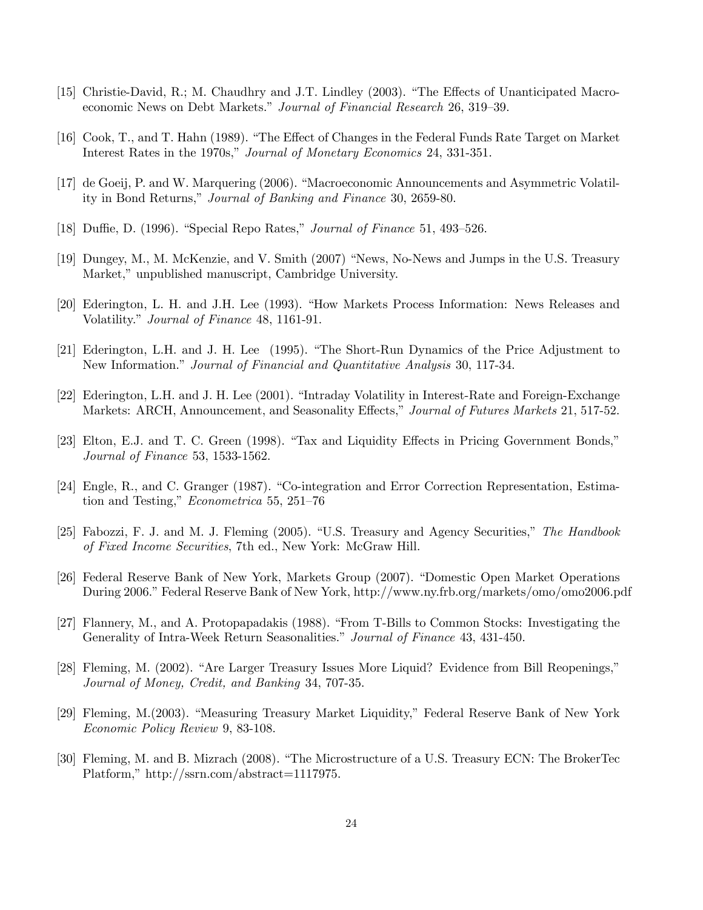[15] Christie-David, R.; M. Chaudhry and J.T. Lindley (2003). "The Effects of Unanticipated Macroeconomic News on Debt Markets." *Journal of Financial Research* 26, 319–39.

[16] Cook, T., and T. Hahn (1989). "The Effect of Changes in the Federal Funds Rate Target on Market Interest Rates in the 1970s," *Journal of Monetary Economics* 24, 331-351.

[17] de Goeij, P. and W. Marquering (2006). "Macroeconomic Announcements and Asymmetric Volatility in Bond Returns," *Journal of Banking and Finance* 30, 2659-80.

[18] Duffie, D. (1996). "Special Repo Rates," *Journal of Finance* 51, 493–526.

[19] Dungey, M., M. McKenzie, and V. Smith (2007) "News, No-News and Jumps in the U.S. Treasury Market," unpublished manuscript, Cambridge University.

[20] Ederington, L. H. and J.H. Lee (1993). "How Markets Process Information: News Releases and Volatility." *Journal of Finance* 48, 1161-91.

[21] Ederington, L.H. and J. H. Lee (1995). "The Short-Run Dynamics of the Price Adjustment to New Information." *Journal of Financial and Quantitative Analysis* 30, 117-34.

[22] Ederington, L.H. and J. H. Lee (2001). "Intraday Volatility in Interest-Rate and Foreign-Exchange Markets: ARCH, Announcement, and Seasonality Effects," *Journal of Futures Markets* 21, 517-52.

[23] Elton, E.J. and T. C. Green (1998). "Tax and Liquidity Effects in Pricing Government Bonds," *Journal of Finance* 53, 1533-1562.

[24] Engle, R., and C. Granger (1987). "Co-integration and Error Correction Representation, Estimation and Testing," *Econometrica* 55, 251–76

[25] Fabozzi, F. J. and M. J. Fleming (2005). "U.S. Treasury and Agency Securities," *The Handbook of Fixed Income Securities*, 7th ed., New York: McGraw Hill.

[26] Federal Reserve Bank of New York, Markets Group (2007). "Domestic Open Market Operations During 2006." Federal Reserve Bank of New York, http://www.ny.frb.org/markets/omo/omo2006.pdf

[27] Flannery, M., and A. Protopapadakis (1988). "From T-Bills to Common Stocks: Investigating the Generality of Intra-Week Return Seasonalities." *Journal of Finance* 43, 431-450.

[28] Fleming, M. (2002). "Are Larger Treasury Issues More Liquid? Evidence from Bill Reopenings," *Journal of Money, Credit, and Banking* 34, 707-35.

[29] Fleming, M.(2003). "Measuring Treasury Market Liquidity," Federal Reserve Bank of New York *Economic Policy Review* 9, 83-108.

[30] Fleming, M. and B. Mizrach (2008). "The Microstructure of a U.S. Treasury ECN: The BrokerTec Platform," http://ssrn.com/abstract=1117975.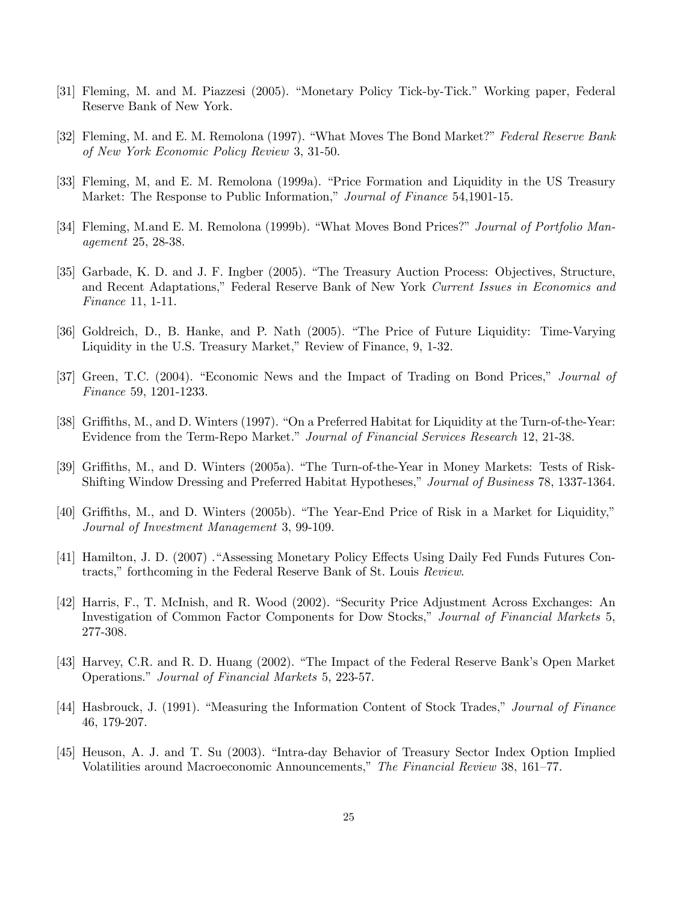[31] Fleming, M. and M. Piazzesi (2005). "Monetary Policy Tick-by-Tick." Working paper, Federal Reserve Bank of New York.

[32] Fleming, M. and E. M. Remolona (1997). "What Moves The Bond Market?" *Federal Reserve Bank of New York Economic Policy Review* 3, 31-50.

[33] Fleming, M, and E. M. Remolona (1999a). "Price Formation and Liquidity in the US Treasury Market: The Response to Public Information," *Journal of Finance* 54,1901-15.

[34] Fleming, M.and E. M. Remolona (1999b). "What Moves Bond Prices?" *Journal of Portfolio Management* 25, 28-38.

[35] Garbade, K. D. and J. F. Ingber (2005). "The Treasury Auction Process: Objectives, Structure, and Recent Adaptations," Federal Reserve Bank of New York *Current Issues in Economics and Finance* 11, 1-11.

[36] Goldreich, D., B. Hanke, and P. Nath (2005). "The Price of Future Liquidity: Time-Varying Liquidity in the U.S. Treasury Market," Review of Finance, 9, 1-32.

[37] Green, T.C. (2004). "Economic News and the Impact of Trading on Bond Prices," *Journal of Finance* 59, 1201-1233.

[38] Griffiths, M., and D. Winters (1997). "On a Preferred Habitat for Liquidity at the Turn-of-the-Year: Evidence from the Term-Repo Market." *Journal of Financial Services Research* 12, 21-38.

[39] Griffiths, M., and D. Winters (2005a). "The Turn-of-the-Year in Money Markets: Tests of Risk-Shifting Window Dressing and Preferred Habitat Hypotheses," *Journal of Business* 78, 1337-1364.

[40] Griffiths, M., and D. Winters (2005b). "The Year-End Price of Risk in a Market for Liquidity," *Journal of Investment Management* 3, 99-109.

[41] Hamilton, J. D. (2007) ."Assessing Monetary Policy Effects Using Daily Fed Funds Futures Contracts," forthcoming in the Federal Reserve Bank of St. Louis *Review*.

[42] Harris, F., T. McInish, and R. Wood (2002). "Security Price Adjustment Across Exchanges: An Investigation of Common Factor Components for Dow Stocks," *Journal of Financial Markets* 5, 277-308.

[43] Harvey, C.R. and R. D. Huang (2002). "The Impact of the Federal Reserve Bank's Open Market Operations." *Journal of Financial Markets* 5, 223-57.

[44] Hasbrouck, J. (1991). "Measuring the Information Content of Stock Trades," *Journal of Finance* 46, 179-207.

[45] Heuson, A. J. and T. Su (2003). "Intra-day Behavior of Treasury Sector Index Option Implied Volatilities around Macroeconomic Announcements," *The Financial Review* 38, 161–77.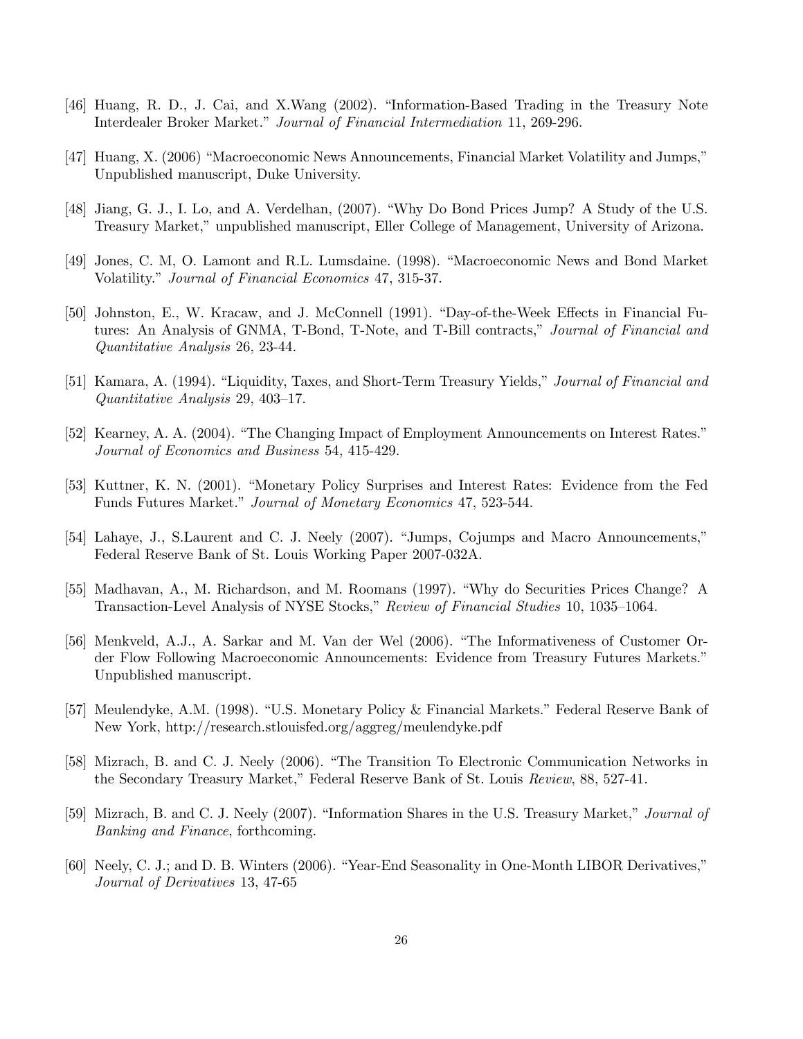[46] Huang, R. D., J. Cai, and X.Wang (2002). "Information-Based Trading in the Treasury Note Interdealer Broker Market." *Journal of Financial Intermediation* 11, 269-296.

[47] Huang, X. (2006) "Macroeconomic News Announcements, Financial Market Volatility and Jumps," Unpublished manuscript, Duke University.

[48] Jiang, G. J., I. Lo, and A. Verdelhan, (2007). "Why Do Bond Prices Jump? A Study of the U.S. Treasury Market," unpublished manuscript, Eller College of Management, University of Arizona.

[49] Jones, C. M, O. Lamont and R.L. Lumsdaine. (1998). "Macroeconomic News and Bond Market Volatility." *Journal of Financial Economics* 47, 315-37.

[50] Johnston, E., W. Kracaw, and J. McConnell (1991). "Day-of-the-Week Effects in Financial Futures: An Analysis of GNMA, T-Bond, T-Note, and T-Bill contracts," *Journal of Financial and Quantitative Analysis* 26, 23-44.

[51] Kamara, A. (1994). "Liquidity, Taxes, and Short-Term Treasury Yields," *Journal of Financial and Quantitative Analysis* 29, 403–17.

[52] Kearney, A. A. (2004). "The Changing Impact of Employment Announcements on Interest Rates." *Journal of Economics and Business* 54, 415-429.

[53] Kuttner, K. N. (2001). "Monetary Policy Surprises and Interest Rates: Evidence from the Fed Funds Futures Market." *Journal of Monetary Economics* 47, 523-544.

[54] Lahaye, J., S.Laurent and C. J. Neely (2007). "Jumps, Cojumps and Macro Announcements," Federal Reserve Bank of St. Louis Working Paper 2007-032A.

[55] Madhavan, A., M. Richardson, and M. Roomans (1997). "Why do Securities Prices Change? A Transaction-Level Analysis of NYSE Stocks," *Review of Financial Studies* 10, 1035–1064.

[56] Menkveld, A.J., A. Sarkar and M. Van der Wel (2006). "The Informativeness of Customer Order Flow Following Macroeconomic Announcements: Evidence from Treasury Futures Markets." Unpublished manuscript.

[57] Meulendyke, A.M. (1998). "U.S. Monetary Policy & Financial Markets." Federal Reserve Bank of New York, http://research.stlouisfed.org/aggreg/meulendyke.pdf

[58] Mizrach, B. and C. J. Neely (2006). "The Transition To Electronic Communication Networks in the Secondary Treasury Market," Federal Reserve Bank of St. Louis *Review*, 88, 527-41.

[59] Mizrach, B. and C. J. Neely (2007). "Information Shares in the U.S. Treasury Market," *Journal of Banking and Finance*, forthcoming.

[60] Neely, C. J.; and D. B. Winters (2006). "Year-End Seasonality in One-Month LIBOR Derivatives," *Journal of Derivatives* 13, 47-65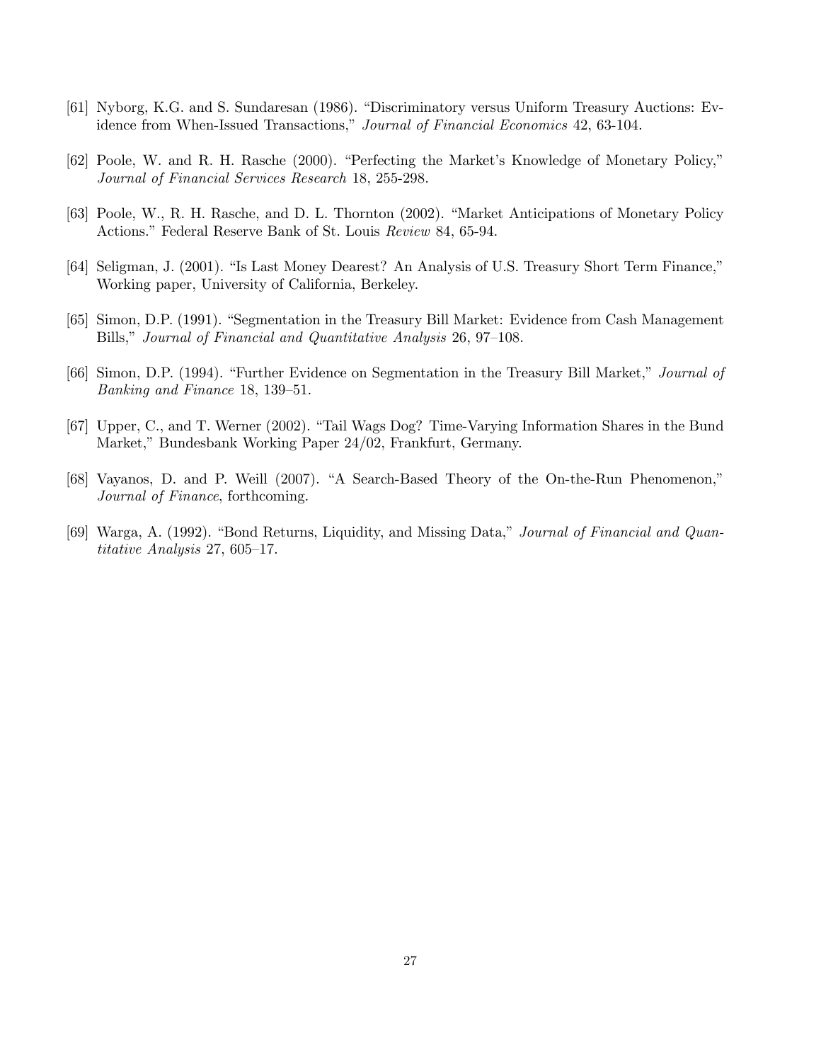[61] Nyborg, K.G. and S. Sundaresan (1986). "Discriminatory versus Uniform Treasury Auctions: Evidence from When-Issued Transactions," *Journal of Financial Economics* 42, 63-104.

[62] Poole, W. and R. H. Rasche (2000). "Perfecting the Market's Knowledge of Monetary Policy," *Journal of Financial Services Research* 18, 255-298.

[63] Poole, W., R. H. Rasche, and D. L. Thornton (2002). "Market Anticipations of Monetary Policy Actions." Federal Reserve Bank of St. Louis *Review* 84, 65-94.

[64] Seligman, J. (2001). "Is Last Money Dearest? An Analysis of U.S. Treasury Short Term Finance," Working paper, University of California, Berkeley.

[65] Simon, D.P. (1991). "Segmentation in the Treasury Bill Market: Evidence from Cash Management Bills," *Journal of Financial and Quantitative Analysis* 26, 97–108.

[66] Simon, D.P. (1994). "Further Evidence on Segmentation in the Treasury Bill Market," *Journal of Banking and Finance* 18, 139–51.

[67] Upper, C., and T. Werner (2002). "Tail Wags Dog? Time-Varying Information Shares in the Bund Market," Bundesbank Working Paper 24/02, Frankfurt, Germany.

[68] Vayanos, D. and P. Weill (2007). "A Search-Based Theory of the On-the-Run Phenomenon," *Journal of Finance*, forthcoming.

[69] Warga, A. (1992). "Bond Returns, Liquidity, and Missing Data," *Journal of Financial and Quantitative Analysis* 27, 605–17.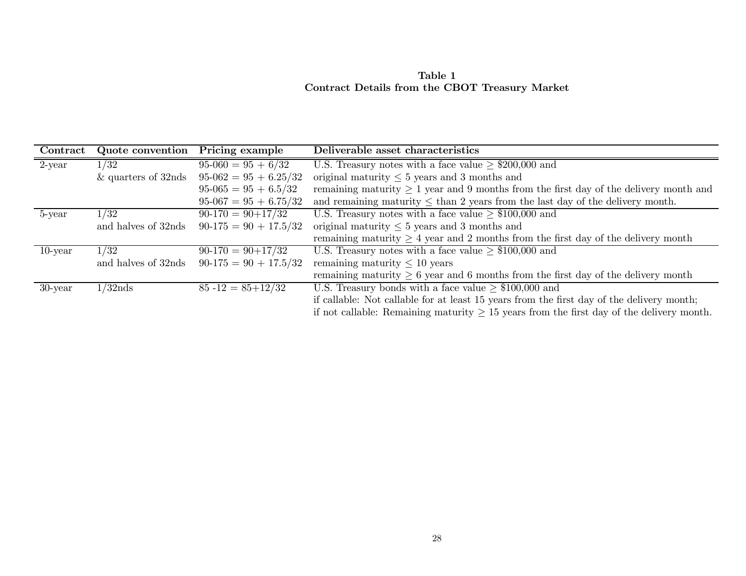**Table 1**
**Contract Details from the CBOT Treasury Market**

| Contract | Quote convention | Pricing example | Deliverable asset characteristics |
|---|---|---|---|
| 2-year | 1/32 | 95-060 = 95 + 6/32 | U.S. Treasury notes with a face value $\geq$ \$200,000 and |
| | & quarters of 32nds | 95-062 = 95 + 6.25/32 | original maturity $\leq$ 5 years and 3 months and |
| | | 95-065 = 95 + 6.5/32 | remaining maturity $\geq$ 1 year and 9 months from the first day of the delivery month and |
| | | 95-067 = 95 + 6.75/32 | and remaining maturity $\leq$ than 2 years from the last day of the delivery month. |
| 5-year | 1/32 | 90-170 = 90+17/32 | U.S. Treasury notes with a face value $\geq$ \$100,000 and |
| | and halves of 32nds | 90-175 = 90 + 17.5/32 | original maturity $\leq$ 5 years and 3 months and |
| | | | remaining maturity $\geq$ 4 year and 2 months from the first day of the delivery month |
| 10-year | 1/32 | 90-170 = 90+17/32 | U.S. Treasury notes with a face value $\geq$ \$100,000 and |
| | and halves of 32nds | 90-175 = 90 + 17.5/32 | remaining maturity $\leq$ 10 years |
| | | | remaining maturity $\geq$ 6 year and 6 months from the first day of the delivery month |
| 30-year | 1/32nds | 85 -12 = 85+12/32 | U.S. Treasury bonds with a face value $\geq$ \$100,000 and |
| | | | if callable: Not callable for at least 15 years from the first day of the delivery month; |
| | | | if not callable: Remaining maturity $\geq$ 15 years from the first day of the delivery month. |